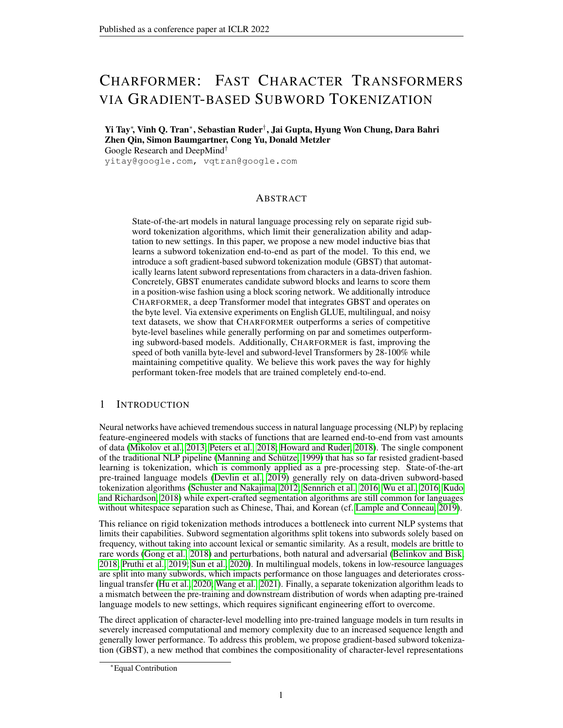# CHARFORMER: FAST CHARACTER TRANSFORMERS VIA GRADIENT-BASED SUBWORD TOKENIZATION

**Yi Tay*, Vinh Q. Tran*, Sebastian Ruder†, Jai Gupta, Hyung Won Chung, Dara Bahri Zhen Qin, Simon Baumgartner, Cong Yu, Donald Metzler**
Google Research and DeepMind†
yitay@google.com, vqtran@google.com

## ABSTRACT

State-of-the-art models in natural language processing rely on separate rigid subword tokenization algorithms, which limit their generalization ability and adaptation to new settings. In this paper, we propose a new model inductive bias that learns a subword tokenization end-to-end as part of the model. To this end, we introduce a soft gradient-based subword tokenization module (GBST) that automatically learns latent subword representations from characters in a data-driven fashion. Concretely, GBST enumerates candidate subword blocks and learns to score them in a position-wise fashion using a block scoring network. We additionally introduce CHARFORMER, a deep Transformer model that integrates GBST and operates on the byte level. Via extensive experiments on English GLUE, multilingual, and noisy text datasets, we show that CHARFORMER outperforms a series of competitive byte-level baselines while generally performing on par and sometimes outperforming subword-based models. Additionally, CHARFORMER is fast, improving the speed of both vanilla byte-level and subword-level Transformers by 28-100% while maintaining competitive quality. We believe this work paves the way for highly performant token-free models that are trained completely end-to-end.

## 1 INTRODUCTION

Neural networks have achieved tremendous success in natural language processing (NLP) by replacing feature-engineered models with stacks of functions that are learned end-to-end from vast amounts of data (Mikolov et al., 2013; Peters et al., 2018; Howard and Ruder, 2018). The single component of the traditional NLP pipeline (Manning and Schütze, 1999) that has so far resisted gradient-based learning is tokenization, which is commonly applied as a pre-processing step. State-of-the-art pre-trained language models (Devlin et al., 2019) generally rely on data-driven subword-based tokenization algorithms (Schuster and Nakajima, 2012; Sennrich et al., 2016; Wu et al., 2016; Kudo and Richardson, 2018) while expert-crafted segmentation algorithms are still common for languages without whitespace separation such as Chinese, Thai, and Korean (cf. Lample and Conneau, 2019).

This reliance on rigid tokenization methods introduces a bottleneck into current NLP systems that limits their capabilities. Subword segmentation algorithms split tokens into subwords solely based on frequency, without taking into account lexical or semantic similarity. As a result, models are brittle to rare words (Gong et al., 2018) and perturbations, both natural and adversarial (Belinkov and Bisk, 2018; Pruthi et al., 2019; Sun et al., 2020). In multilingual models, tokens in low-resource languages are split into many subwords, which impacts performance on those languages and deteriorates cross-lingual transfer (Hu et al., 2020; Wang et al., 2021). Finally, a separate tokenization algorithm leads to a mismatch between the pre-training and downstream distribution of words when adapting pre-trained language models to new settings, which requires significant engineering effort to overcome.

The direct application of character-level modelling into pre-trained language models in turn results in severely increased computational and memory complexity due to an increased sequence length and generally lower performance. To address this problem, we propose gradient-based subword tokenization (GBST), a new method that combines the compositionality of character-level representations

*Equal Contribution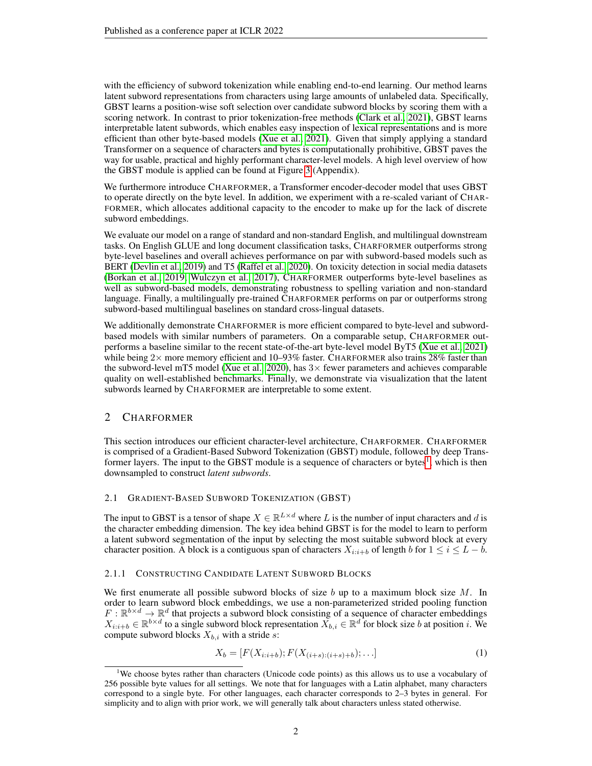with the efficiency of subword tokenization while enabling end-to-end learning. Our method learns latent subword representations from characters using large amounts of unlabeled data. Specifically, GBST learns a position-wise soft selection over candidate subword blocks by scoring them with a scoring network. In contrast to prior tokenization-free methods (Clark et al., 2021), GBST learns interpretable latent subwords, which enables easy inspection of lexical representations and is more efficient than other byte-based models (Xue et al., 2021). Given that simply applying a standard Transformer on a sequence of characters and bytes is computationally prohibitive, GBST paves the way for usable, practical and highly performant character-level models. A high level overview of how the GBST module is applied can be found at Figure 3 (Appendix).

We furthermore introduce CHARFORMER, a Transformer encoder-decoder model that uses GBST to operate directly on the byte level. In addition, we experiment with a re-scaled variant of CHARFORMER, which allocates additional capacity to the encoder to make up for the lack of discrete subword embeddings.

We evaluate our model on a range of standard and non-standard English, and multilingual downstream tasks. On English GLUE and long document classification tasks, CHARFORMER outperforms strong byte-level baselines and overall achieves performance on par with subword-based models such as BERT (Devlin et al., 2019) and T5 (Raffel et al., 2020). On toxicity detection in social media datasets (Borkan et al., 2019; Wulczyn et al., 2017), CHARFORMER outperforms byte-level baselines as well as subword-based models, demonstrating robustness to spelling variation and non-standard language. Finally, a multilingually pre-trained CHARFORMER performs on par or outperforms strong subword-based multilingual baselines on standard cross-lingual datasets.

We additionally demonstrate CHARFORMER is more efficient compared to byte-level and subword-based models with similar numbers of parameters. On a comparable setup, CHARFORMER outperforms a baseline similar to the recent state-of-the-art byte-level model ByT5 (Xue et al., 2021) while being $2\times$ more memory efficient and 10–93% faster. CHARFORMER also trains 28% faster than the subword-level mT5 model (Xue et al., 2020), has $3\times$ fewer parameters and achieves comparable quality on well-established benchmarks. Finally, we demonstrate via visualization that the latent subwords learned by CHARFORMER are interpretable to some extent.

## 2 CHARFORMER

This section introduces our efficient character-level architecture, CHARFORMER. CHARFORMER is comprised of a Gradient-Based Subword Tokenization (GBST) module, followed by deep Transformer layers. The input to the GBST module is a sequence of characters or bytes[1], which is then downsampled to construct *latent subwords*.

### 2.1 GRADIENT-BASED SUBWORD TOKENIZATION (GBST)

The input to GBST is a tensor of shape $X \in \mathbb{R}^{L \times d}$ where $L$ is the number of input characters and $d$ is the character embedding dimension. The key idea behind GBST is for the model to learn to perform a latent subword segmentation of the input by selecting the most suitable subword block at every character position. A block is a contiguous span of characters $X_{i:i+b}$ of length $b$ for $1 \leq i \leq L - b$.

#### 2.1.1 CONSTRUCTING CANDIDATE LATENT SUBWORD BLOCKS

We first enumerate all possible subword blocks of size $b$ up to a maximum block size $M$. In order to learn subword block embeddings, we use a non-parameterized strided pooling function $F : \mathbb{R}^{b \times d} \to \mathbb{R}^d$ that projects a subword block consisting of a sequence of character embeddings $X_{i:i+b} \in \mathbb{R}^{b \times d}$ to a single subword block representation $X_{b,i} \in \mathbb{R}^d$ for block size $b$ at position $i$. We compute subword blocks $X_{b,i}$ with a stride $s$:

$$X_b = [F(X_{i:i+b}); F(X_{(i+s):(i+s)+b}); \ldots] \tag{1}$$

[1] We choose bytes rather than characters (Unicode code points) as this allows us to use a vocabulary of 256 possible byte values for all settings. We note that for languages with a Latin alphabet, many characters correspond to a single byte. For other languages, each character corresponds to 2–3 bytes in general. For simplicity and to align with prior work, we will generally talk about characters unless stated otherwise.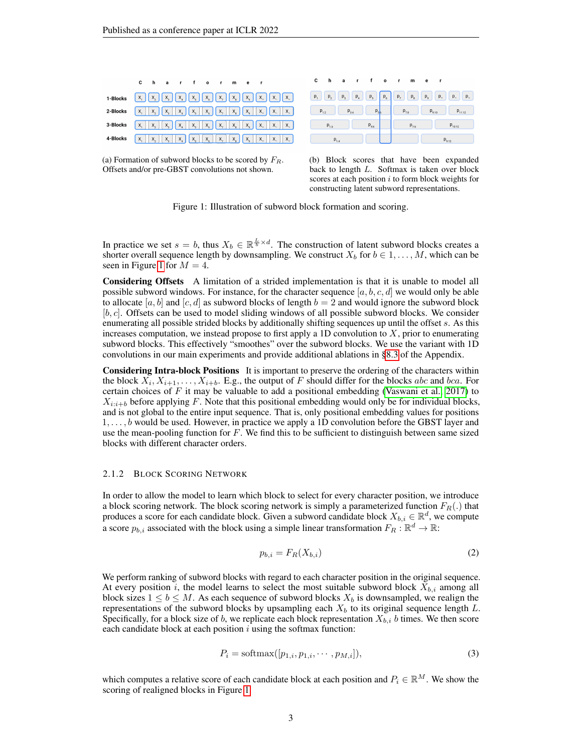(a) Formation of subword blocks to be scored by $F_R$. Offsets and/or pre-GBST convolutions not shown.

(b) Block scores that have been expanded back to length $L$. Softmax is taken over block scores at each position $i$ to form block weights for constructing latent subword representations.

Figure 1: Illustration of subword block formation and scoring.

In practice we set $s = b$, thus $X_b \in \mathbb{R}^{\frac{L}{b} \times d}$. The construction of latent subword blocks creates a shorter overall sequence length by downsampling. We construct $X_b$ for $b \in 1, \ldots, M$, which can be seen in Figure 1 for $M = 4$.

**Considering Offsets** A limitation of a strided implementation is that it is unable to model all possible subword windows. For instance, for the character sequence $[a, b, c, d]$ we would only be able to allocate $[a, b]$ and $[c, d]$ as subword blocks of length $b = 2$ and would ignore the subword block $[b, c]$. Offsets can be used to model sliding windows of all possible subword blocks. We consider enumerating all possible strided blocks by additionally shifting sequences up until the offset $s$. As this increases computation, we instead propose to first apply a 1D convolution to $X$, prior to enumerating subword blocks. This effectively "smoothes" over the subword blocks. We use the variant with 1D convolutions in our main experiments and provide additional ablations in §8.3 of the Appendix.

**Considering Intra-block Positions** It is important to preserve the ordering of the characters within the block $X_i, X_{i+1}, \ldots, X_{i+b}$. E.g., the output of $F$ should differ for the blocks $abc$ and $bca$. For certain choices of $F$ it may be valuable to add a positional embedding (Vaswani et al., 2017) to $X_{i:i+b}$ before applying $F$. Note that this positional embedding would only be for individual blocks, and is not global to the entire input sequence. That is, only positional embedding values for positions $1, \ldots, b$ would be used. However, in practice we apply a 1D convolution before the GBST layer and use the mean-pooling function for $F$. We find this to be sufficient to distinguish between same sized blocks with different character orders.

### 2.1.2 Block Scoring Network

In order to allow the model to learn which block to select for every character position, we introduce a block scoring network. The block scoring network is simply a parameterized function $F_R(.)$ that produces a score for each candidate block. Given a subword candidate block $X_{b,i} \in \mathbb{R}^d$, we compute a score $p_{b,i}$ associated with the block using a simple linear transformation $F_R : \mathbb{R}^d \rightarrow \mathbb{R}$:

$$p_{b,i} = F_R(X_{b,i}) \tag{2}$$

We perform ranking of subword blocks with regard to each character position in the original sequence. At every position $i$, the model learns to select the most suitable subword block $X_{b,i}$ among all block sizes $1 \leq b \leq M$. As each sequence of subword blocks $X_b$ is downsampled, we realign the representations of the subword blocks by upsampling each $X_b$ to its original sequence length $L$. Specifically, for a block size of $b$, we replicate each block representation $X_{b,i}$ $b$ times. We then score each candidate block at each position $i$ using the softmax function:

$$P_i = \text{softmax}([p_{1,i}, p_{1,i}, \cdots, p_{M,i}]), \tag{3}$$

which computes a relative score of each candidate block at each position and $P_i \in \mathbb{R}^M$. We show the scoring of realigned blocks in Figure 1.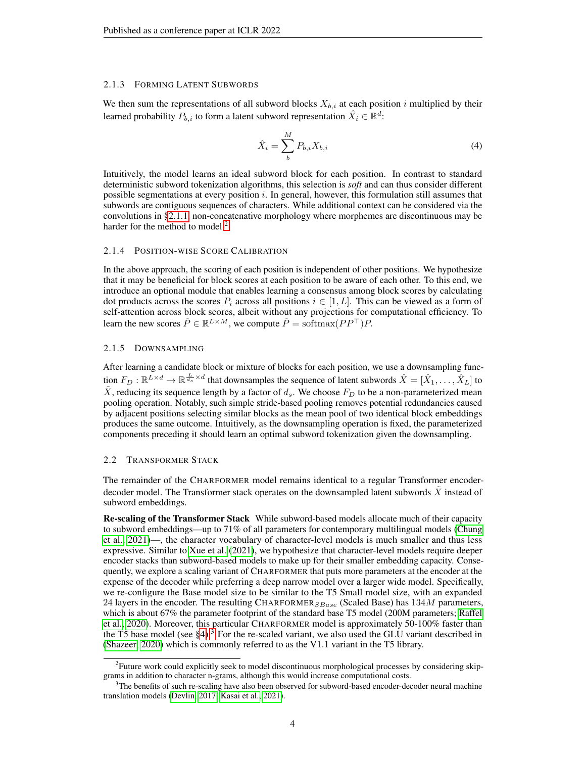#### 2.1.3 Forming Latent Subwords

We then sum the representations of all subword blocks $X_{b,i}$ at each position $i$ multiplied by their learned probability $P_{b,i}$ to form a latent subword representation $\hat{X}_i \in \mathbb{R}^d$:

$$\hat{X}_i = \sum_{b}^{M} P_{b,i} X_{b,i} \tag{4}$$

Intuitively, the model learns an ideal subword block for each position. In contrast to standard deterministic subword tokenization algorithms, this selection is *soft* and can thus consider different possible segmentations at every position $i$. In general, however, this formulation still assumes that subwords are contiguous sequences of characters. While additional context can be considered via the convolutions in §2.1.1, non-concatenative morphology where morphemes are discontinuous may be harder for the method to model.[2]

#### 2.1.4 Position-wise Score Calibration

In the above approach, the scoring of each position is independent of other positions. We hypothesize that it may be beneficial for block scores at each position to be aware of each other. To this end, we introduce an optional module that enables learning a consensus among block scores by calculating dot products across the scores $P_i$ across all positions $i \in [1, L]$. This can be viewed as a form of self-attention across block scores, albeit without any projections for computational efficiency. To learn the new scores $\hat{P} \in \mathbb{R}^{L \times M}$, we compute $\hat{P} = \text{softmax}(PP^\top)P$.

#### 2.1.5 Downsampling

After learning a candidate block or mixture of blocks for each position, we use a downsampling function $F_D : \mathbb{R}^{L \times d} \rightarrow \mathbb{R}^{\frac{L}{d_s} \times d}$ that downsamples the sequence of latent subwords $\hat{X} = [\hat{X}_1, \ldots, \hat{X}_L]$ to $\tilde{X}$, reducing its sequence length by a factor of $d_s$. We choose $F_D$ to be a non-parameterized mean pooling operation. Notably, such simple stride-based pooling removes potential redundancies caused by adjacent positions selecting similar blocks as the mean pool of two identical block embeddings produces the same outcome. Intuitively, as the downsampling operation is fixed, the parameterized components preceding it should learn an optimal subword tokenization given the downsampling.

### 2.2 Transformer Stack

The remainder of the Charformer model remains identical to a regular Transformer encoder-decoder model. The Transformer stack operates on the downsampled latent subwords $\tilde{X}$ instead of subword embeddings.

**Re-scaling of the Transformer Stack** While subword-based models allocate much of their capacity to subword embeddings—up to 71% of all parameters for contemporary multilingual models (Chung et al., 2021)—, the character vocabulary of character-level models is much smaller and thus less expressive. Similar to Xue et al. (2021), we hypothesize that character-level models require deeper encoder stacks than subword-based models to make up for their smaller embedding capacity. Consequently, we explore a scaling variant of Charformer that puts more parameters at the encoder at the expense of the decoder while preferring a deep narrow model over a larger wide model. Specifically, we re-configure the Base model size to be similar to the T5 Small model size, with an expanded 24 layers in the encoder. The resulting Charformer$_{SBase}$ (Scaled Base) has $134M$ parameters, which is about 67% the parameter footprint of the standard base T5 model (200M parameters; Raffel et al., 2020). Moreover, this particular Charformer model is approximately 50-100% faster than the T5 base model (see §4).[3] For the re-scaled variant, we also used the GLU variant described in (Shazeer, 2020) which is commonly referred to as the V1.1 variant in the T5 library.

---

[2] Future work could explicitly seek to model discontinuous morphological processes by considering skip-grams in addition to character n-grams, although this would increase computational costs.

[3] The benefits of such re-scaling have also been observed for subword-based encoder-decoder neural machine translation models (Devlin, 2017; Kasai et al., 2021).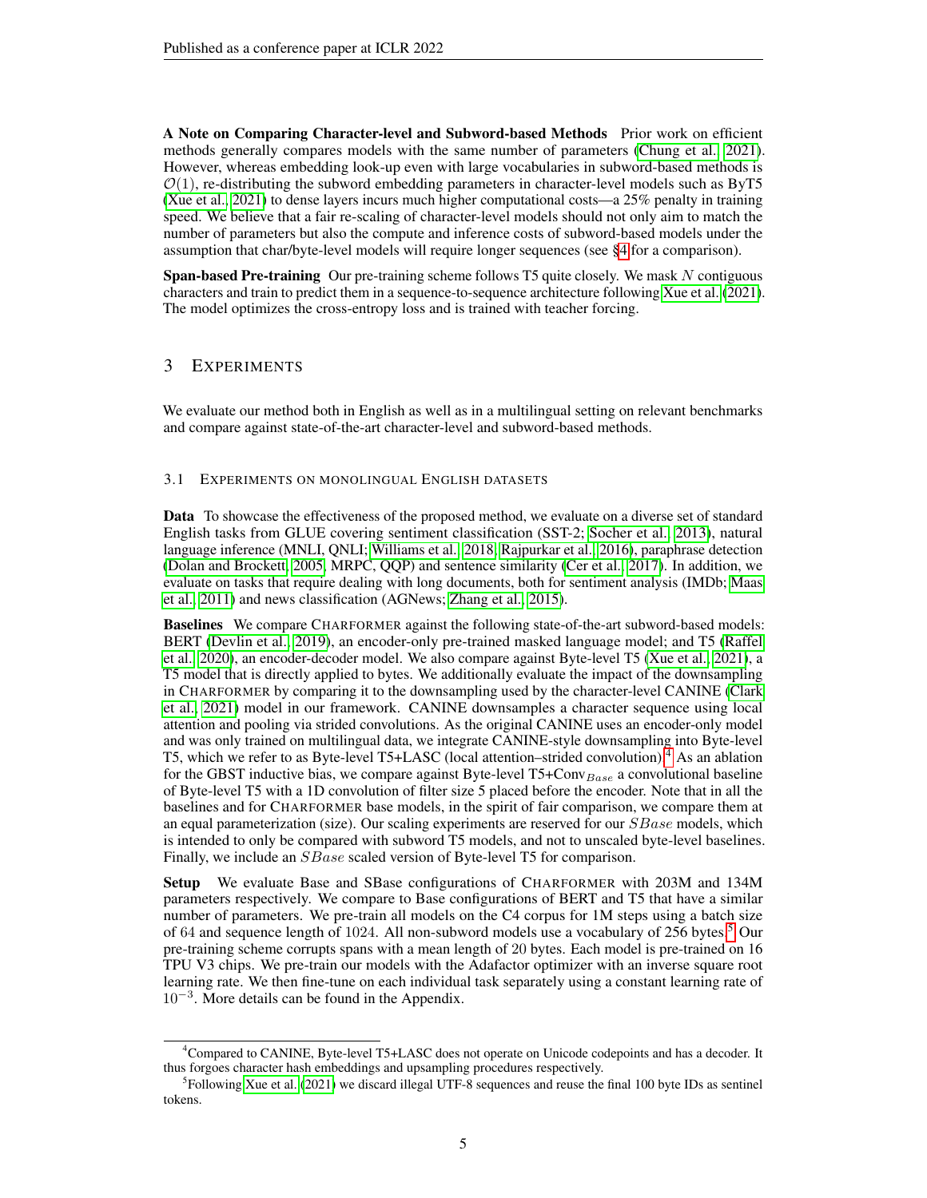**A Note on Comparing Character-level and Subword-based Methods** Prior work on efficient methods generally compares models with the same number of parameters (Chung et al., 2021). However, whereas embedding look-up even with large vocabularies in subword-based methods is $\mathcal{O}(1)$, re-distributing the subword embedding parameters in character-level models such as ByT5 (Xue et al., 2021) to dense layers incurs much higher computational costs—a 25% penalty in training speed. We believe that a fair re-scaling of character-level models should not only aim to match the number of parameters but also the compute and inference costs of subword-based models under the assumption that char/byte-level models will require longer sequences (see §4 for a comparison).

**Span-based Pre-training** Our pre-training scheme follows T5 quite closely. We mask $N$ contiguous characters and train to predict them in a sequence-to-sequence architecture following Xue et al. (2021). The model optimizes the cross-entropy loss and is trained with teacher forcing.

## 3 Experiments

We evaluate our method both in English as well as in a multilingual setting on relevant benchmarks and compare against state-of-the-art character-level and subword-based methods.

### 3.1 Experiments on monolingual English datasets

**Data** To showcase the effectiveness of the proposed method, we evaluate on a diverse set of standard English tasks from GLUE covering sentiment classification (SST-2; Socher et al., 2013), natural language inference (MNLI, QNLI; Williams et al., 2018; Rajpurkar et al., 2016), paraphrase detection (Dolan and Brockett, 2005, MRPC, QQP) and sentence similarity (Cer et al., 2017). In addition, we evaluate on tasks that require dealing with long documents, both for sentiment analysis (IMDb; Maas et al., 2011) and news classification (AGNews; Zhang et al., 2015).

**Baselines** We compare Charformer against the following state-of-the-art subword-based models: BERT (Devlin et al., 2019), an encoder-only pre-trained masked language model; and T5 (Raffel et al., 2020), an encoder-decoder model. We also compare against Byte-level T5 (Xue et al., 2021), a T5 model that is directly applied to bytes. We additionally evaluate the impact of the downsampling in Charformer by comparing it to the downsampling used by the character-level CANINE (Clark et al., 2021) model in our framework. CANINE downsamples a character sequence using local attention and pooling via strided convolutions. As the original CANINE uses an encoder-only model and was only trained on multilingual data, we integrate CANINE-style downsampling into Byte-level T5, which we refer to as Byte-level T5+LASC (local attention–strided convolution).[4] As an ablation for the GBST inductive bias, we compare against Byte-level T5+Conv$_{Base}$ a convolutional baseline of Byte-level T5 with a 1D convolution of filter size 5 placed before the encoder. Note that in all the baselines and for Charformer base models, in the spirit of fair comparison, we compare them at an equal parameterization (size). Our scaling experiments are reserved for our $SBase$ models, which is intended to only be compared with subword T5 models, and not to unscaled byte-level baselines. Finally, we include an $SBase$ scaled version of Byte-level T5 for comparison.

**Setup** We evaluate Base and SBase configurations of Charformer with 203M and 134M parameters respectively. We compare to Base configurations of BERT and T5 that have a similar number of parameters. We pre-train all models on the C4 corpus for 1M steps using a batch size of 64 and sequence length of 1024. All non-subword models use a vocabulary of 256 bytes.[5] Our pre-training scheme corrupts spans with a mean length of 20 bytes. Each model is pre-trained on 16 TPU V3 chips. We pre-train our models with the Adafactor optimizer with an inverse square root learning rate. We then fine-tune on each individual task separately using a constant learning rate of $10^{-3}$. More details can be found in the Appendix.

[4] Compared to CANINE, Byte-level T5+LASC does not operate on Unicode codepoints and has a decoder. It thus forgoes character hash embeddings and upsampling procedures respectively.

[5] Following Xue et al. (2021) we discard illegal UTF-8 sequences and reuse the final 100 byte IDs as sentinel tokens.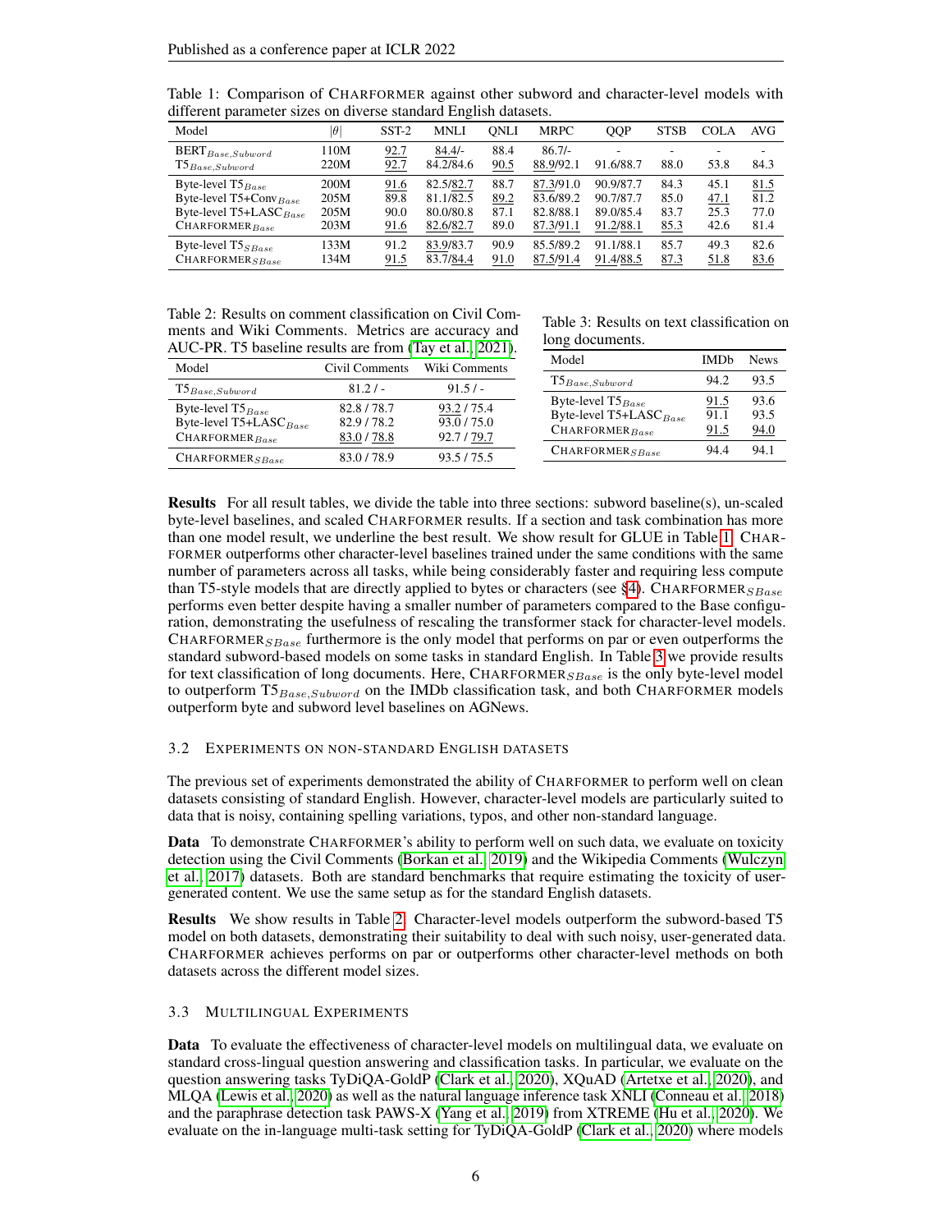Table 1: Comparison of CHARFORMER against other subword and character-level models with different parameter sizes on diverse standard English datasets.

| Model | $\|\theta\|$ | SST-2 | MNLI | QNLI | MRPC | QQP | STSB | COLA | AVG |
|---|---|---|---|---|---|---|---|---|---|
| $\text{BERT}_{Base,Subword}$ | 110M | 92.7 | 84.4/- | 88.4 | 86.7/- | - | - | - | - |
| $\text{T5}_{Base,Subword}$ | 220M | 92.7 | 84.2/84.6 | 90.5 | 88.9/92.1 | 91.6/88.7 | 88.0 | 53.8 | 84.3 |
| Byte-level $\text{T5}_{Base}$ | 200M | 91.6 | 82.5/82.7 | 88.7 | 87.3/91.0 | 90.9/87.7 | 84.3 | 45.1 | 81.5 |
| Byte-level $\text{T5+Conv}_{Base}$ | 205M | 89.8 | 81.1/82.5 | 89.2 | 83.6/89.2 | 90.7/87.7 | 85.0 | 47.1 | 81.2 |
| Byte-level $\text{T5+LASC}_{Base}$ | 205M | 90.0 | 80.0/80.8 | 87.1 | 82.8/88.1 | 89.0/85.4 | 83.7 | 25.3 | 77.0 |
| $\text{CHARFORMER}_{Base}$ | 203M | 91.6 | 82.6/82.7 | 89.0 | 87.3/91.1 | 91.2/88.1 | 85.3 | 42.6 | 81.4 |
| Byte-level $\text{T5}_{SBase}$ | 133M | 91.2 | 83.9/83.7 | 90.9 | 85.5/89.2 | 91.1/88.1 | 85.7 | 49.3 | 82.6 |
| $\text{CHARFORMER}_{SBase}$ | 134M | 91.5 | 83.7/84.4 | 91.0 | 87.5/91.4 | 91.4/88.5 | 87.3 | 51.8 | 83.6 |

Table 2: Results on comment classification on Civil Comments and Wiki Comments. Metrics are accuracy and AUC-PR. T5 baseline results are from (Tay et al., 2021).

| Model | Civil Comments | Wiki Comments |
|---|---|---|
| $\text{T5}_{Base,Subword}$ | 81.2 / - | 91.5 / - |
| Byte-level $\text{T5}_{Base}$ | 82.8 / 78.7 | 93.2 / 75.4 |
| Byte-level $\text{T5+LASC}_{Base}$ | 82.9 / 78.2 | 93.0 / 75.0 |
| $\text{CHARFORMER}_{Base}$ | 83.0 / 78.8 | 92.7 / 79.7 |
| $\text{CHARFORMER}_{SBase}$ | 83.0 / 78.9 | 93.5 / 75.5 |

Table 3: Results on text classification on long documents.

| Model | IMDb | News |
|---|---|---|
| $\text{T5}_{Base,Subword}$ | 94.2 | 93.5 |
| Byte-level $\text{T5}_{Base}$ | 91.5 | 93.6 |
| Byte-level $\text{T5+LASC}_{Base}$ | 91.1 | 93.5 |
| $\text{CHARFORMER}_{Base}$ | 91.5 | 94.0 |
| $\text{CHARFORMER}_{SBase}$ | 94.4 | 94.1 |

**Results** For all result tables, we divide the table into three sections: subword baseline(s), un-scaled byte-level baselines, and scaled CHARFORMER results. If a section and task combination has more than one model result, we underline the best result. We show result for GLUE in Table 1. CHARFORMER outperforms other character-level baselines trained under the same conditions with the same number of parameters across all tasks, while being considerably faster and requiring less compute than T5-style models that are directly applied to bytes or characters (see §4). $\text{CHARFORMER}_{SBase}$ performs even better despite having a smaller number of parameters compared to the Base configuration, demonstrating the usefulness of rescaling the transformer stack for character-level models. $\text{CHARFORMER}_{SBase}$ furthermore is the only model that performs on par or even outperforms the standard subword-based models on some tasks in standard English. In Table 3 we provide results for text classification of long documents. Here, $\text{CHARFORMER}_{SBase}$ is the only byte-level model to outperform $\text{T5}_{Base,Subword}$ on the IMDb classification task, and both CHARFORMER models outperform byte and subword level baselines on AGNews.

### 3.2 Experiments on Non-Standard English Datasets

The previous set of experiments demonstrated the ability of CHARFORMER to perform well on clean datasets consisting of standard English. However, character-level models are particularly suited to data that is noisy, containing spelling variations, typos, and other non-standard language.

**Data** To demonstrate CHARFORMER's ability to perform well on such data, we evaluate on toxicity detection using the Civil Comments (Borkan et al., 2019) and the Wikipedia Comments (Wulczyn et al., 2017) datasets. Both are standard benchmarks that require estimating the toxicity of user-generated content. We use the same setup as for the standard English datasets.

**Results** We show results in Table 2. Character-level models outperform the subword-based T5 model on both datasets, demonstrating their suitability to deal with such noisy, user-generated data. CHARFORMER achieves performs on par or outperforms other character-level methods on both datasets across the different model sizes.

### 3.3 Multilingual Experiments

**Data** To evaluate the effectiveness of character-level models on multilingual data, we evaluate on standard cross-lingual question answering and classification tasks. In particular, we evaluate on the question answering tasks TyDiQA-GoldP (Clark et al., 2020), XQuAD (Artetxe et al., 2020), and MLQA (Lewis et al., 2020) as well as the natural language inference task XNLI (Conneau et al., 2018) and the paraphrase detection task PAWS-X (Yang et al., 2019) from XTREME (Hu et al., 2020). We evaluate on the in-language multi-task setting for TyDiQA-GoldP (Clark et al., 2020) where models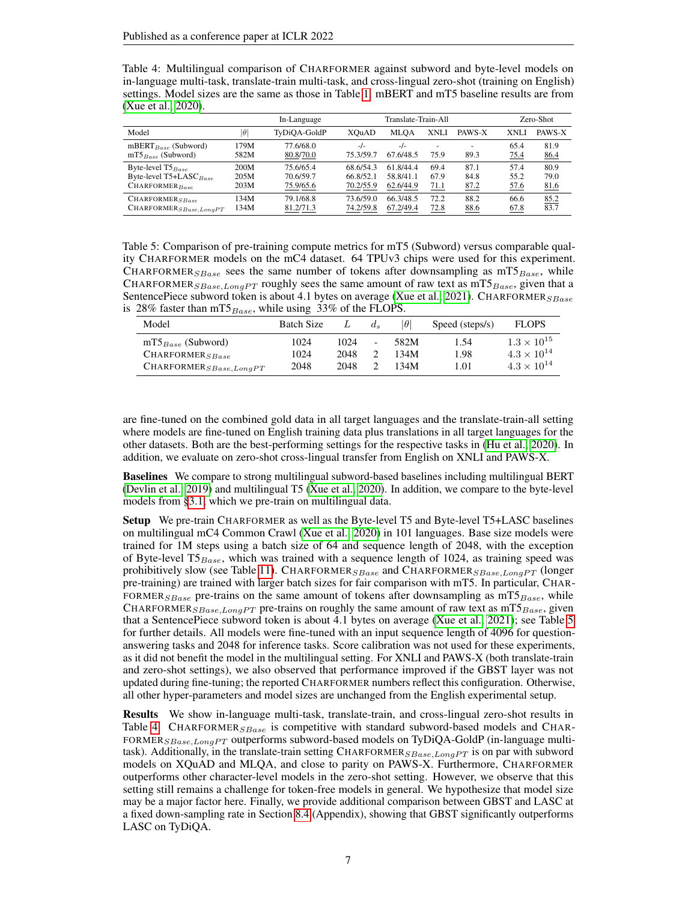Table 4: Multilingual comparison of CHARFORMER against subword and byte-level models on in-language multi-task, translate-train multi-task, and cross-lingual zero-shot (training on English) settings. Model sizes are the same as those in Table 1. mBERT and mT5 baseline results are from (Xue et al., 2020).

| | | In-Language | Translate-Train-All | | | | Zero-Shot | |
|---|---|---|---|---|---|---|---|---|
| Model | $\|\theta\|$ | TyDiQA-GoldP | XQuAD | MLQA | XNLI | PAWS-X | XNLI | PAWS-X |
| mBERT$_{Base}$ (Subword) | 179M | 77.6/68.0 | -/- | -/- | - | - | 65.4 | 81.9 |
| mT5$_{Base}$ (Subword) | 582M | 80.8/70.0 | 75.3/59.7 | 67.6/48.5 | 75.9 | 89.3 | 75.4 | 86.4 |
| Byte-level T5$_{Base}$ | 200M | 75.6/65.4 | 68.6/54.3 | 61.8/44.4 | 69.4 | 87.1 | 57.4 | 80.9 |
| Byte-level T5+LASC$_{Base}$ | 205M | 70.6/59.7 | 66.8/52.1 | 58.8/41.1 | 67.9 | 84.8 | 55.2 | 79.0 |
| CHARFORMER$_{Base}$ | 203M | 75.9/65.6 | 70.2/55.9 | 62.6/44.9 | 71.1 | 87.2 | 57.6 | 81.6 |
| CHARFORMER$_{SBase}$ | 134M | 79.1/68.8 | 73.6/59.0 | 66.3/48.5 | 72.2 | 88.2 | 66.6 | 85.2 |
| CHARFORMER$_{SBase,LongPT}$ | 134M | 81.2/71.3 | 74.2/59.8 | 67.2/49.4 | 72.8 | 88.6 | 67.8 | 83.7 |

Table 5: Comparison of pre-training compute metrics for mT5 (Subword) versus comparable quality CHARFORMER models on the mC4 dataset. 64 TPUv3 chips were used for this experiment. CHARFORMER$_{SBase}$ sees the same number of tokens after downsampling as mT5$_{Base}$, while CHARFORMER$_{SBase,LongPT}$ roughly sees the same amount of raw text as mT5$_{Base}$, given that a SentencePiece subword token is about 4.1 bytes on average (Xue et al., 2021). CHARFORMER$_{SBase}$ is 28% faster than mT5$_{Base}$, while using 33% of the FLOPS.

| Model | Batch Size | $L$ | $d_s$ | $\|\theta\|$ | Speed (steps/s) | FLOPS |
|---|---|---|---|---|---|---|
| mT5$_{Base}$ (Subword) | 1024 | 1024 | - | 582M | 1.54 | $1.3 \times 10^{15}$ |
| CHARFORMER$_{SBase}$ | 1024 | 2048 | 2 | 134M | 1.98 | $4.3 \times 10^{14}$ |
| CHARFORMER$_{SBase,LongPT}$ | 2048 | 2048 | 2 | 134M | 1.01 | $4.3 \times 10^{14}$ |

are fine-tuned on the combined gold data in all target languages and the translate-train-all setting where models are fine-tuned on English training data plus translations in all target languages for the other datasets. Both are the best-performing settings for the respective tasks in (Hu et al., 2020). In addition, we evaluate on zero-shot cross-lingual transfer from English on XNLI and PAWS-X.

**Baselines** We compare to strong multilingual subword-based baselines including multilingual BERT (Devlin et al., 2019) and multilingual T5 (Xue et al., 2020). In addition, we compare to the byte-level models from §3.1, which we pre-train on multilingual data.

**Setup** We pre-train CHARFORMER as well as the Byte-level T5 and Byte-level T5+LASC baselines on multilingual mC4 Common Crawl (Xue et al., 2020) in 101 languages. Base size models were trained for 1M steps using a batch size of 64 and sequence length of 2048, with the exception of Byte-level T5$_{Base}$, which was trained with a sequence length of 1024, as training speed was prohibitively slow (see Table 11). CHARFORMER$_{SBase}$ and CHARFORMER$_{SBase,LongPT}$ (longer pre-training) are trained with larger batch sizes for fair comparison with mT5. In particular, CHARFORMER$_{SBase}$ pre-trains on the same amount of tokens after downsampling as mT5$_{Base}$, while CHARFORMER$_{SBase,LongPT}$ pre-trains on roughly the same amount of raw text as mT5$_{Base}$, given that a SentencePiece subword token is about 4.1 bytes on average (Xue et al., 2021); see Table 5 for further details. All models were fine-tuned with an input sequence length of 4096 for question-answering tasks and 2048 for inference tasks. Score calibration was not used for these experiments, as it did not benefit the model in the multilingual setting. For XNLI and PAWS-X (both translate-train and zero-shot settings), we also observed that performance improved if the GBST layer was not updated during fine-tuning; the reported CHARFORMER numbers reflect this configuration. Otherwise, all other hyper-parameters and model sizes are unchanged from the English experimental setup.

**Results** We show in-language multi-task, translate-train, and cross-lingual zero-shot results in Table 4. CHARFORMER$_{SBase}$ is competitive with standard subword-based models and CHARFORMER$_{SBase,LongPT}$ outperforms subword-based models on TyDiQA-GoldP (in-language multi-task). Additionally, in the translate-train setting CHARFORMER$_{SBase,LongPT}$ is on par with subword models on XQuAD and MLQA, and close to parity on PAWS-X. Furthermore, CHARFORMER outperforms other character-level models in the zero-shot setting. However, we observe that this setting still remains a challenge for token-free models in general. We hypothesize that model size may be a major factor here. Finally, we provide additional comparison between GBST and LASC at a fixed down-sampling rate in Section 8.4 (Appendix), showing that GBST significantly outperforms LASC on TyDiQA.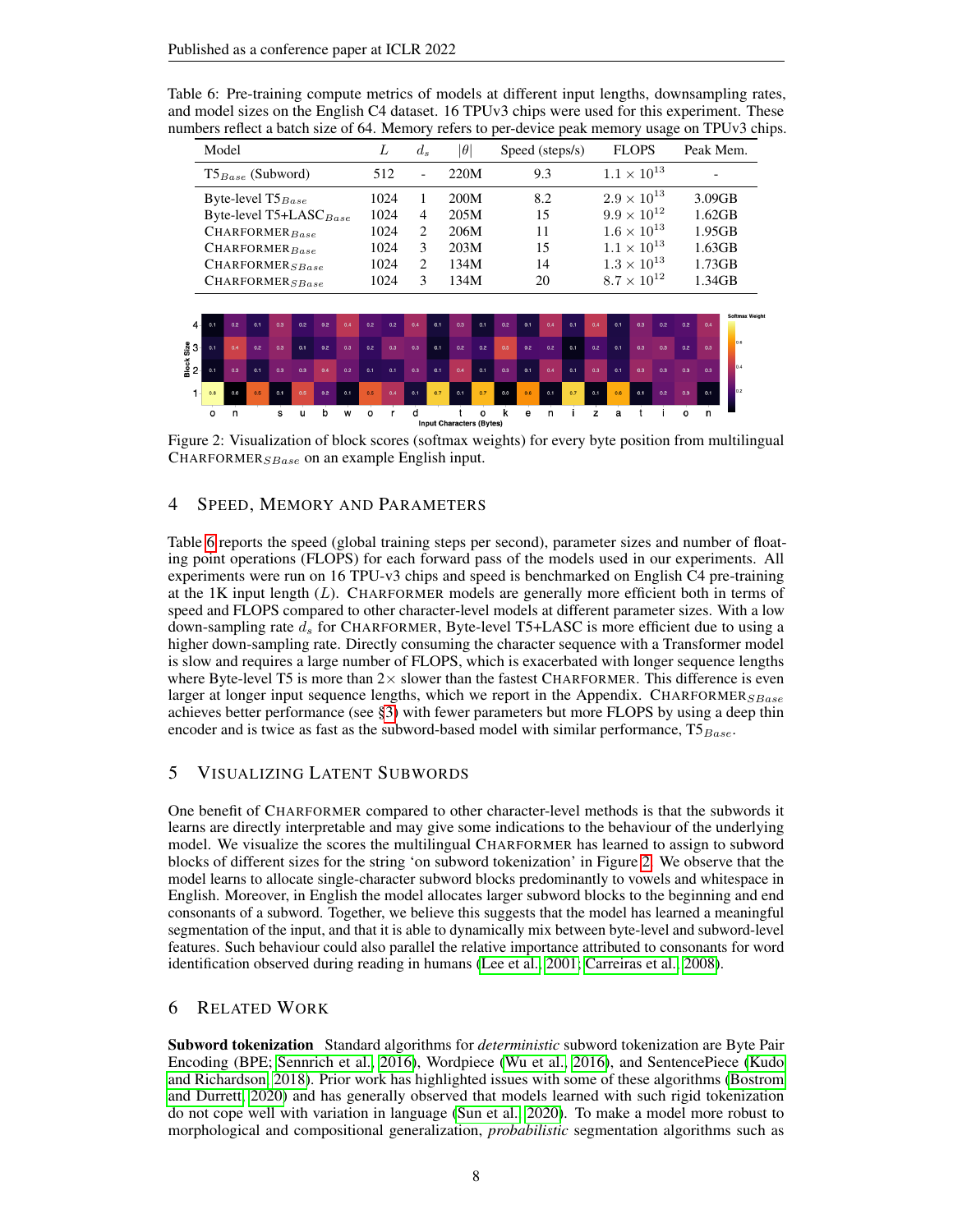Table 6: Pre-training compute metrics of models at different input lengths, downsampling rates, and model sizes on the English C4 dataset. 16 TPUv3 chips were used for this experiment. These numbers reflect a batch size of 64. Memory refers to per-device peak memory usage on TPUv3 chips.

| Model | $L$ | $d_s$ | $\|\theta\|$ | Speed (steps/s) | FLOPS | Peak Mem. |
|---|---|---|---|---|---|---|
| T5$_{Base}$ (Subword) | 512 | - | 220M | 9.3 | $1.1 \times 10^{13}$ | - |
| Byte-level T5$_{Base}$ | 1024 | 1 | 200M | 8.2 | $2.9 \times 10^{13}$ | 3.09GB |
| Byte-level T5+LASC$_{Base}$ | 1024 | 4 | 205M | 15 | $9.9 \times 10^{12}$ | 1.62GB |
| CHARFORMER$_{Base}$ | 1024 | 2 | 206M | 11 | $1.6 \times 10^{13}$ | 1.95GB |
| CHARFORMER$_{Base}$ | 1024 | 3 | 203M | 15 | $1.1 \times 10^{13}$ | 1.63GB |
| CHARFORMER$_{SBase}$ | 1024 | 2 | 134M | 14 | $1.3 \times 10^{13}$ | 1.73GB |
| CHARFORMER$_{SBase}$ | 1024 | 3 | 134M | 20 | $8.7 \times 10^{12}$ | 1.34GB |

Figure 2: Visualization of block scores (softmax weights) for every byte position from multilingual CHARFORMER$_{SBase}$ on an example English input.

## 4 SPEED, MEMORY AND PARAMETERS

Table 6 reports the speed (global training steps per second), parameter sizes and number of floating point operations (FLOPS) for each forward pass of the models used in our experiments. All experiments were run on 16 TPU-v3 chips and speed is benchmarked on English C4 pre-training at the 1K input length ($L$). CHARFORMER models are generally more efficient both in terms of speed and FLOPS compared to other character-level models at different parameter sizes. With a low down-sampling rate $d_s$ for CHARFORMER, Byte-level T5+LASC is more efficient due to using a higher down-sampling rate. Directly consuming the character sequence with a Transformer model is slow and requires a large number of FLOPS, which is exacerbated with longer sequence lengths where Byte-level T5 is more than 2× slower than the fastest CHARFORMER. This difference is even larger at longer input sequence lengths, which we report in the Appendix. CHARFORMER$_{SBase}$ achieves better performance (see §3) with fewer parameters but more FLOPS by using a deep thin encoder and is twice as fast as the subword-based model with similar performance, T5$_{Base}$.

## 5 VISUALIZING LATENT SUBWORDS

One benefit of CHARFORMER compared to other character-level methods is that the subwords it learns are directly interpretable and may give some indications to the behaviour of the underlying model. We visualize the scores the multilingual CHARFORMER has learned to assign to subword blocks of different sizes for the string 'on subword tokenization' in Figure 2. We observe that the model learns to allocate single-character subword blocks predominantly to vowels and whitespace in English. Moreover, in English the model allocates larger subword blocks to the beginning and end consonants of a subword. Together, we believe this suggests that the model has learned a meaningful segmentation of the input, and that it is able to dynamically mix between byte-level and subword-level features. Such behaviour could also parallel the relative importance attributed to consonants for word identification observed during reading in humans (Lee et al., 2001; Carreiras et al., 2008).

## 6 RELATED WORK

**Subword tokenization** Standard algorithms for *deterministic* subword tokenization are Byte Pair Encoding (BPE; Sennrich et al., 2016), Wordpiece (Wu et al., 2016), and SentencePiece (Kudo and Richardson, 2018). Prior work has highlighted issues with some of these algorithms (Bostrom and Durrett, 2020) and has generally observed that models learned with such rigid tokenization do not cope well with variation in language (Sun et al., 2020). To make a model more robust to morphological and compositional generalization, *probabilistic* segmentation algorithms such as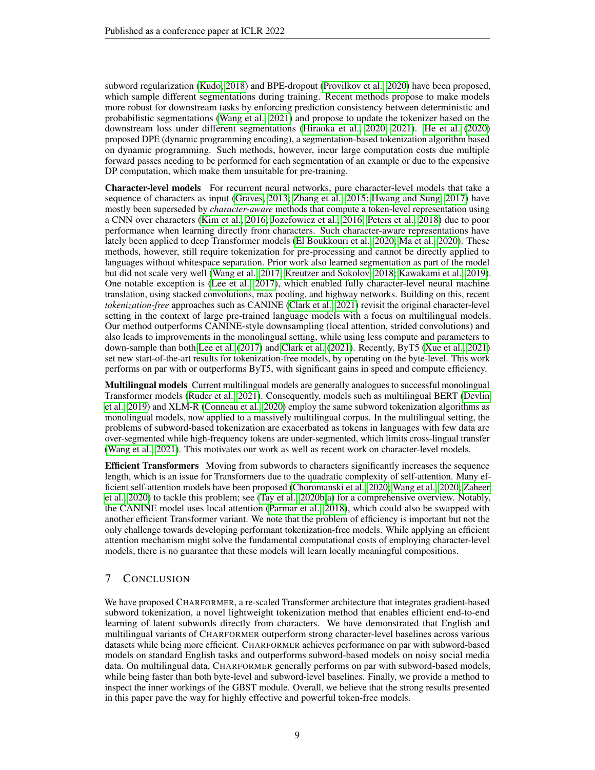subword regularization (Kudo, 2018) and BPE-dropout (Provilkov et al., 2020) have been proposed, which sample different segmentations during training. Recent methods propose to make models more robust for downstream tasks by enforcing prediction consistency between deterministic and probabilistic segmentations (Wang et al., 2021) and propose to update the tokenizer based on the downstream loss under different segmentations (Hiraoka et al., 2020; 2021). He et al. (2020) proposed DPE (dynamic programming encoding), a segmentation-based tokenization algorithm based on dynamic programming. Such methods, however, incur large computation costs due multiple forward passes needing to be performed for each segmentation of an example or due to the expensive DP computation, which make them unsuitable for pre-training.

**Character-level models** For recurrent neural networks, pure character-level models that take a sequence of characters as input (Graves, 2013; Zhang et al., 2015; Hwang and Sung, 2017) have mostly been superseded by *character-aware* methods that compute a token-level representation using a CNN over characters (Kim et al., 2016; Jozefowicz et al., 2016; Peters et al., 2018) due to poor performance when learning directly from characters. Such character-aware representations have lately been applied to deep Transformer models (El Boukkouri et al., 2020; Ma et al., 2020). These methods, however, still require tokenization for pre-processing and cannot be directly applied to languages without whitespace separation. Prior work also learned segmentation as part of the model but did not scale very well (Wang et al., 2017; Kreutzer and Sokolov, 2018; Kawakami et al., 2019). One notable exception is (Lee et al., 2017), which enabled fully character-level neural machine translation, using stacked convolutions, max pooling, and highway networks. Building on this, recent *tokenization-free* approaches such as CANINE (Clark et al., 2021) revisit the original character-level setting in the context of large pre-trained language models with a focus on multilingual models. Our method outperforms CANINE-style downsampling (local attention, strided convolutions) and also leads to improvements in the monolingual setting, while using less compute and parameters to down-sample than both Lee et al. (2017) and Clark et al. (2021). Recently, ByT5 (Xue et al., 2021) set new start-of-the-art results for tokenization-free models, by operating on the byte-level. This work performs on par with or outperforms ByT5, with significant gains in speed and compute efficiency.

**Multilingual models** Current multilingual models are generally analogues to successful monolingual Transformer models (Ruder et al., 2021). Consequently, models such as multilingual BERT (Devlin et al., 2019) and XLM-R (Conneau et al., 2020) employ the same subword tokenization algorithms as monolingual models, now applied to a massively multilingual corpus. In the multilingual setting, the problems of subword-based tokenization are exacerbated as tokens in languages with few data are over-segmented while high-frequency tokens are under-segmented, which limits cross-lingual transfer (Wang et al., 2021). This motivates our work as well as recent work on character-level models.

**Efficient Transformers** Moving from subwords to characters significantly increases the sequence length, which is an issue for Transformers due to the quadratic complexity of self-attention. Many efficient self-attention models have been proposed (Choromanski et al., 2020; Wang et al., 2020; Zaheer et al., 2020) to tackle this problem; see (Tay et al., 2020b;a) for a comprehensive overview. Notably, the CANINE model uses local attention (Parmar et al., 2018), which could also be swapped with another efficient Transformer variant. We note that the problem of efficiency is important but not the only challenge towards developing performant tokenization-free models. While applying an efficient attention mechanism might solve the fundamental computational costs of employing character-level models, there is no guarantee that these models will learn locally meaningful compositions.

## 7 Conclusion

We have proposed CHARFORMER, a re-scaled Transformer architecture that integrates gradient-based subword tokenization, a novel lightweight tokenization method that enables efficient end-to-end learning of latent subwords directly from characters. We have demonstrated that English and multilingual variants of CHARFORMER outperform strong character-level baselines across various datasets while being more efficient. CHARFORMER achieves performance on par with subword-based models on standard English tasks and outperforms subword-based models on noisy social media data. On multilingual data, CHARFORMER generally performs on par with subword-based models, while being faster than both byte-level and subword-level baselines. Finally, we provide a method to inspect the inner workings of the GBST module. Overall, we believe that the strong results presented in this paper pave the way for highly effective and powerful token-free models.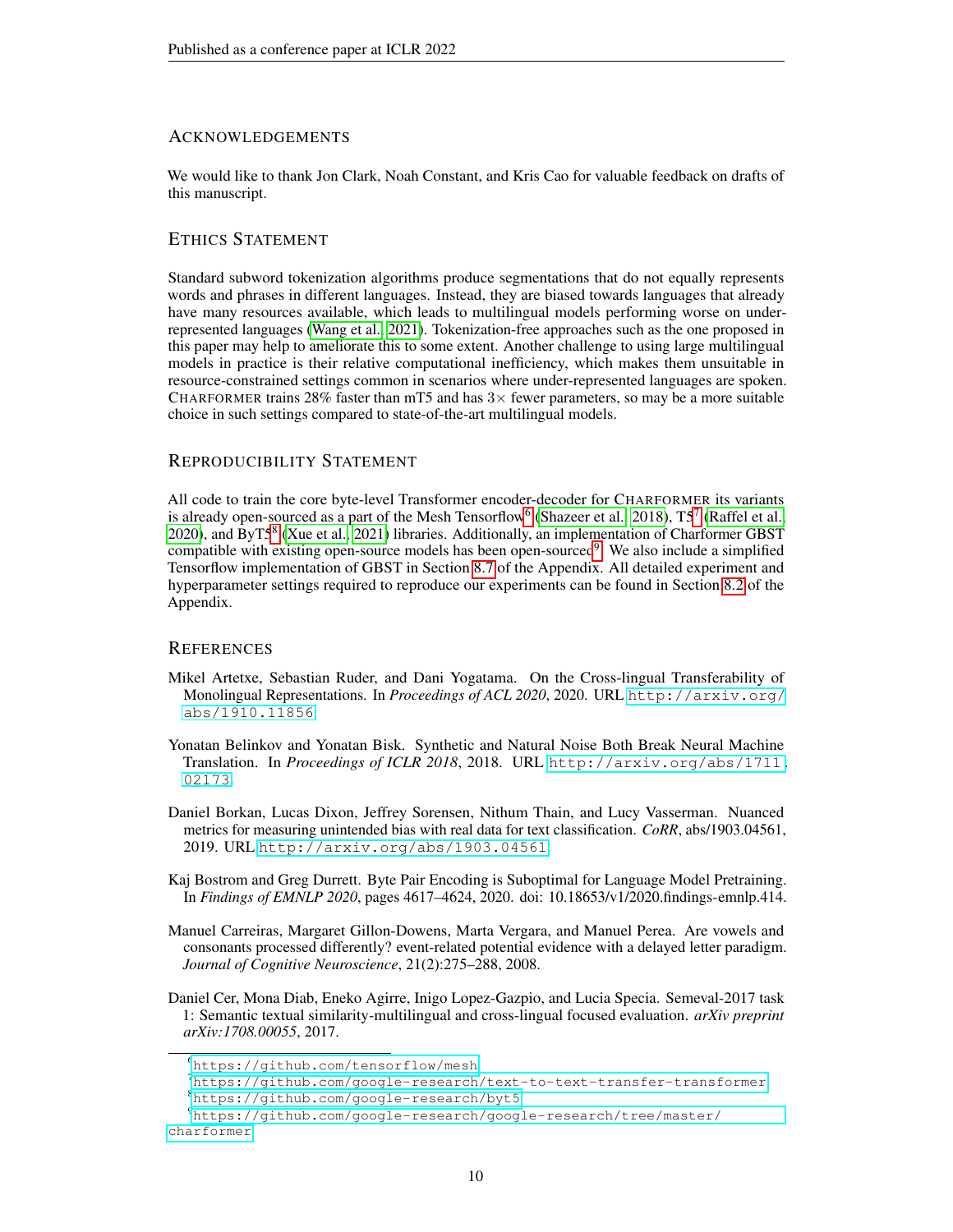## Acknowledgements

We would like to thank Jon Clark, Noah Constant, and Kris Cao for valuable feedback on drafts of this manuscript.

## Ethics Statement

Standard subword tokenization algorithms produce segmentations that do not equally represents words and phrases in different languages. Instead, they are biased towards languages that already have many resources available, which leads to multilingual models performing worse on under-represented languages (Wang et al., 2021). Tokenization-free approaches such as the one proposed in this paper may help to ameliorate this to some extent. Another challenge to using large multilingual models in practice is their relative computational inefficiency, which makes them unsuitable in resource-constrained settings common in scenarios where under-represented languages are spoken. Charformer trains 28% faster than mT5 and has 3× fewer parameters, so may be a more suitable choice in such settings compared to state-of-the-art multilingual models.

## Reproducibility Statement

All code to train the core byte-level Transformer encoder-decoder for Charformer its variants is already open-sourced as a part of the Mesh Tensorflow[6] (Shazeer et al., 2018), T5[7] (Raffel et al., 2020), and ByT5[8] (Xue et al., 2021) libraries. Additionally, an implementation of Charformer GBST compatible with existing open-source models has been open-sourced[9]. We also include a simplified Tensorflow implementation of GBST in Section 8.7 of the Appendix. All detailed experiment and hyperparameter settings required to reproduce our experiments can be found in Section 8.2 of the Appendix.

## References

Mikel Artetxe, Sebastian Ruder, and Dani Yogatama. On the Cross-lingual Transferability of Monolingual Representations. In *Proceedings of ACL 2020*, 2020. URL http://arxiv.org/abs/1910.11856.

Yonatan Belinkov and Yonatan Bisk. Synthetic and Natural Noise Both Break Neural Machine Translation. In *Proceedings of ICLR 2018*, 2018. URL http://arxiv.org/abs/1711.02173.

Daniel Borkan, Lucas Dixon, Jeffrey Sorensen, Nithum Thain, and Lucy Vasserman. Nuanced metrics for measuring unintended bias with real data for text classification. *CoRR*, abs/1903.04561, 2019. URL http://arxiv.org/abs/1903.04561.

Kaj Bostrom and Greg Durrett. Byte Pair Encoding is Suboptimal for Language Model Pretraining. In *Findings of EMNLP 2020*, pages 4617–4624, 2020. doi: 10.18653/v1/2020.findings-emnlp.414.

Manuel Carreiras, Margaret Gillon-Dowens, Marta Vergara, and Manuel Perea. Are vowels and consonants processed differently? event-related potential evidence with a delayed letter paradigm. *Journal of Cognitive Neuroscience*, 21(2):275–288, 2008.

Daniel Cer, Mona Diab, Eneko Agirre, Inigo Lopez-Gazpio, and Lucia Specia. Semeval-2017 task 1: Semantic textual similarity-multilingual and cross-lingual focused evaluation. *arXiv preprint arXiv:1708.00055*, 2017.

[6] https://github.com/tensorflow/mesh

[7] https://github.com/google-research/text-to-text-transfer-transformer

[8] https://github.com/google-research/byt5

[9] https://github.com/google-research/google-research/tree/master/charformer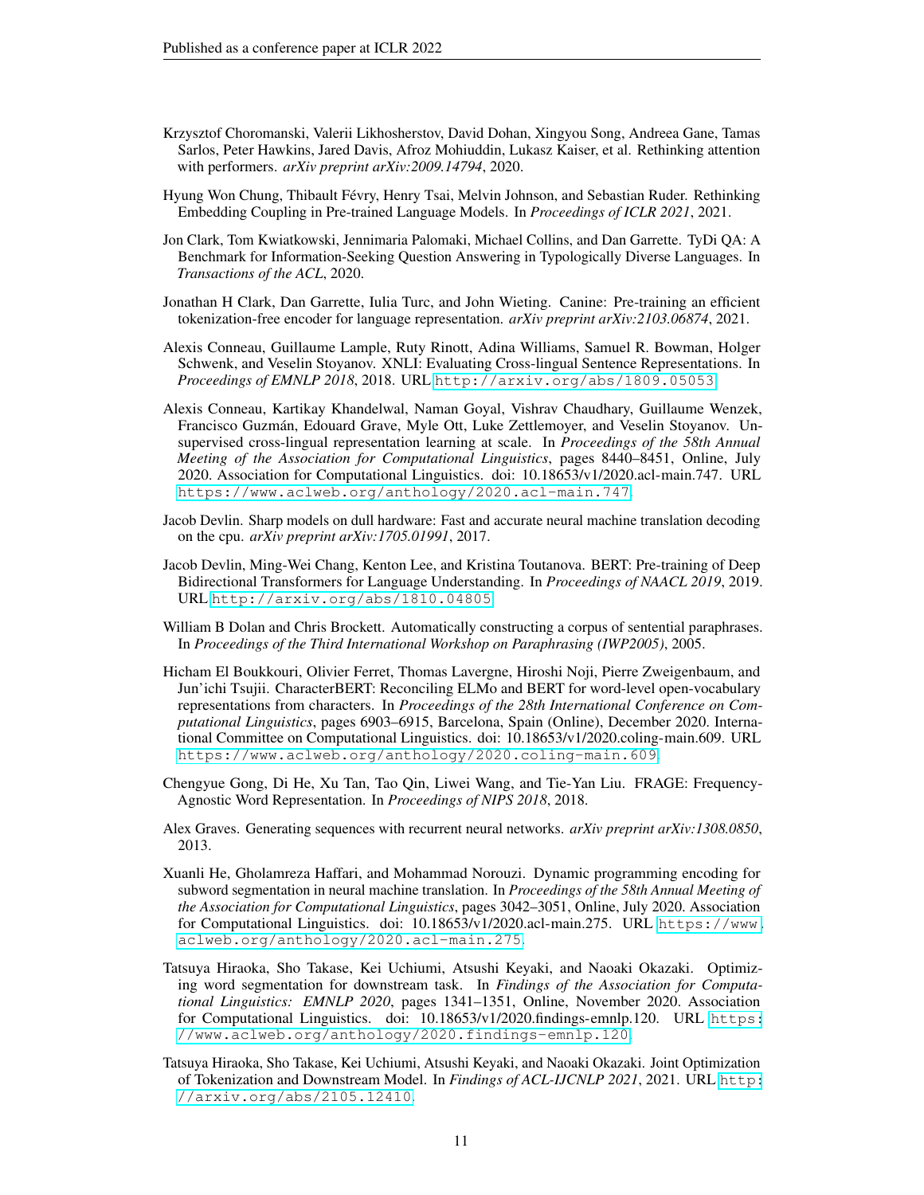Krzysztof Choromanski, Valerii Likhosherstov, David Dohan, Xingyou Song, Andreea Gane, Tamas Sarlos, Peter Hawkins, Jared Davis, Afroz Mohiuddin, Lukasz Kaiser, et al. Rethinking attention with performers. *arXiv preprint arXiv:2009.14794*, 2020.

Hyung Won Chung, Thibault Févry, Henry Tsai, Melvin Johnson, and Sebastian Ruder. Rethinking Embedding Coupling in Pre-trained Language Models. In *Proceedings of ICLR 2021*, 2021.

Jon Clark, Tom Kwiatkowski, Jennimaria Palomaki, Michael Collins, and Dan Garrette. TyDi QA: A Benchmark for Information-Seeking Question Answering in Typologically Diverse Languages. In *Transactions of the ACL*, 2020.

Jonathan H Clark, Dan Garrette, Iulia Turc, and John Wieting. Canine: Pre-training an efficient tokenization-free encoder for language representation. *arXiv preprint arXiv:2103.06874*, 2021.

Alexis Conneau, Guillaume Lample, Ruty Rinott, Adina Williams, Samuel R. Bowman, Holger Schwenk, and Veselin Stoyanov. XNLI: Evaluating Cross-lingual Sentence Representations. In *Proceedings of EMNLP 2018*, 2018. URL http://arxiv.org/abs/1809.05053.

Alexis Conneau, Kartikay Khandelwal, Naman Goyal, Vishrav Chaudhary, Guillaume Wenzek, Francisco Guzmán, Edouard Grave, Myle Ott, Luke Zettlemoyer, and Veselin Stoyanov. Unsupervised cross-lingual representation learning at scale. In *Proceedings of the 58th Annual Meeting of the Association for Computational Linguistics*, pages 8440–8451, Online, July 2020. Association for Computational Linguistics. doi: 10.18653/v1/2020.acl-main.747. URL https://www.aclweb.org/anthology/2020.acl-main.747.

Jacob Devlin. Sharp models on dull hardware: Fast and accurate neural machine translation decoding on the cpu. *arXiv preprint arXiv:1705.01991*, 2017.

Jacob Devlin, Ming-Wei Chang, Kenton Lee, and Kristina Toutanova. BERT: Pre-training of Deep Bidirectional Transformers for Language Understanding. In *Proceedings of NAACL 2019*, 2019. URL http://arxiv.org/abs/1810.04805.

William B Dolan and Chris Brockett. Automatically constructing a corpus of sentential paraphrases. In *Proceedings of the Third International Workshop on Paraphrasing (IWP2005)*, 2005.

Hicham El Boukkouri, Olivier Ferret, Thomas Lavergne, Hiroshi Noji, Pierre Zweigenbaum, and Jun'ichi Tsujii. CharacterBERT: Reconciling ELMo and BERT for word-level open-vocabulary representations from characters. In *Proceedings of the 28th International Conference on Computational Linguistics*, pages 6903–6915, Barcelona, Spain (Online), December 2020. International Committee on Computational Linguistics. doi: 10.18653/v1/2020.coling-main.609. URL https://www.aclweb.org/anthology/2020.coling-main.609.

Chengyue Gong, Di He, Xu Tan, Tao Qin, Liwei Wang, and Tie-Yan Liu. FRAGE: Frequency-Agnostic Word Representation. In *Proceedings of NIPS 2018*, 2018.

Alex Graves. Generating sequences with recurrent neural networks. *arXiv preprint arXiv:1308.0850*, 2013.

Xuanli He, Gholamreza Haffari, and Mohammad Norouzi. Dynamic programming encoding for subword segmentation in neural machine translation. In *Proceedings of the 58th Annual Meeting of the Association for Computational Linguistics*, pages 3042–3051, Online, July 2020. Association for Computational Linguistics. doi: 10.18653/v1/2020.acl-main.275. URL https://www.aclweb.org/anthology/2020.acl-main.275.

Tatsuya Hiraoka, Sho Takase, Kei Uchiumi, Atsushi Keyaki, and Naoaki Okazaki. Optimizing word segmentation for downstream task. In *Findings of the Association for Computational Linguistics: EMNLP 2020*, pages 1341–1351, Online, November 2020. Association for Computational Linguistics. doi: 10.18653/v1/2020.findings-emnlp.120. URL https://www.aclweb.org/anthology/2020.findings-emnlp.120.

Tatsuya Hiraoka, Sho Takase, Kei Uchiumi, Atsushi Keyaki, and Naoaki Okazaki. Joint Optimization of Tokenization and Downstream Model. In *Findings of ACL-IJCNLP 2021*, 2021. URL http://arxiv.org/abs/2105.12410.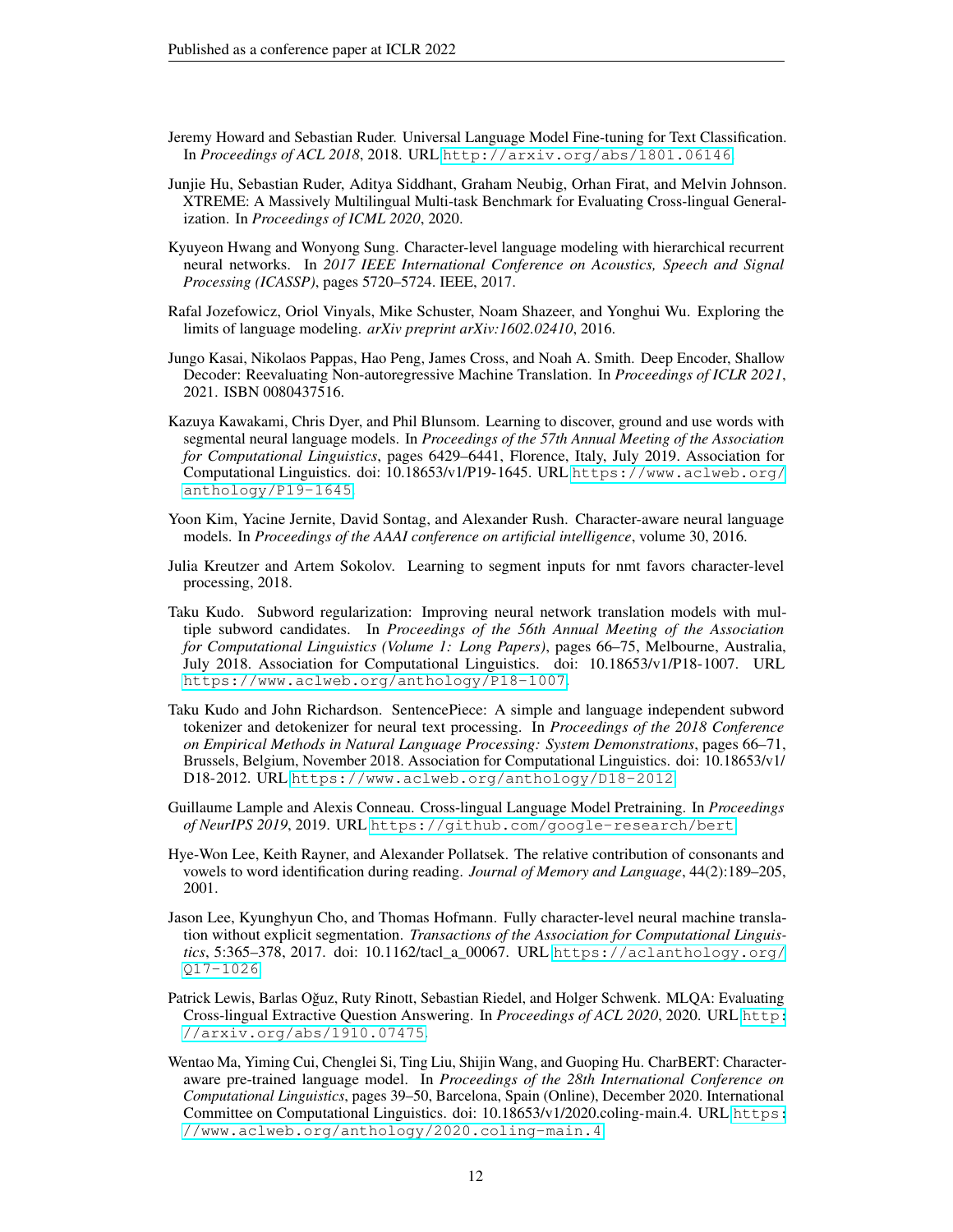Jeremy Howard and Sebastian Ruder. Universal Language Model Fine-tuning for Text Classification. In *Proceedings of ACL 2018*, 2018. URL http://arxiv.org/abs/1801.06146.

Junjie Hu, Sebastian Ruder, Aditya Siddhant, Graham Neubig, Orhan Firat, and Melvin Johnson. XTREME: A Massively Multilingual Multi-task Benchmark for Evaluating Cross-lingual Generalization. In *Proceedings of ICML 2020*, 2020.

Kyuyeon Hwang and Wonyong Sung. Character-level language modeling with hierarchical recurrent neural networks. In *2017 IEEE International Conference on Acoustics, Speech and Signal Processing (ICASSP)*, pages 5720–5724. IEEE, 2017.

Rafal Jozefowicz, Oriol Vinyals, Mike Schuster, Noam Shazeer, and Yonghui Wu. Exploring the limits of language modeling. *arXiv preprint arXiv:1602.02410*, 2016.

Jungo Kasai, Nikolaos Pappas, Hao Peng, James Cross, and Noah A. Smith. Deep Encoder, Shallow Decoder: Reevaluating Non-autoregressive Machine Translation. In *Proceedings of ICLR 2021*, 2021. ISBN 0080437516.

Kazuya Kawakami, Chris Dyer, and Phil Blunsom. Learning to discover, ground and use words with segmental neural language models. In *Proceedings of the 57th Annual Meeting of the Association for Computational Linguistics*, pages 6429–6441, Florence, Italy, July 2019. Association for Computational Linguistics. doi: 10.18653/v1/P19-1645. URL https://www.aclweb.org/anthology/P19-1645.

Yoon Kim, Yacine Jernite, David Sontag, and Alexander Rush. Character-aware neural language models. In *Proceedings of the AAAI conference on artificial intelligence*, volume 30, 2016.

Julia Kreutzer and Artem Sokolov. Learning to segment inputs for nmt favors character-level processing, 2018.

Taku Kudo. Subword regularization: Improving neural network translation models with multiple subword candidates. In *Proceedings of the 56th Annual Meeting of the Association for Computational Linguistics (Volume 1: Long Papers)*, pages 66–75, Melbourne, Australia, July 2018. Association for Computational Linguistics. doi: 10.18653/v1/P18-1007. URL https://www.aclweb.org/anthology/P18-1007.

Taku Kudo and John Richardson. SentencePiece: A simple and language independent subword tokenizer and detokenizer for neural text processing. In *Proceedings of the 2018 Conference on Empirical Methods in Natural Language Processing: System Demonstrations*, pages 66–71, Brussels, Belgium, November 2018. Association for Computational Linguistics. doi: 10.18653/v1/D18-2012. URL https://www.aclweb.org/anthology/D18-2012.

Guillaume Lample and Alexis Conneau. Cross-lingual Language Model Pretraining. In *Proceedings of NeurIPS 2019*, 2019. URL https://github.com/google-research/bert.

Hye-Won Lee, Keith Rayner, and Alexander Pollatsek. The relative contribution of consonants and vowels to word identification during reading. *Journal of Memory and Language*, 44(2):189–205, 2001.

Jason Lee, Kyunghyun Cho, and Thomas Hofmann. Fully character-level neural machine translation without explicit segmentation. *Transactions of the Association for Computational Linguistics*, 5:365–378, 2017. doi: 10.1162/tacl_a_00067. URL https://aclanthology.org/Q17-1026.

Patrick Lewis, Barlas Oğuz, Ruty Rinott, Sebastian Riedel, and Holger Schwenk. MLQA: Evaluating Cross-lingual Extractive Question Answering. In *Proceedings of ACL 2020*, 2020. URL http://arxiv.org/abs/1910.07475.

Wentao Ma, Yiming Cui, Chenglei Si, Ting Liu, Shijin Wang, and Guoping Hu. CharBERT: Character-aware pre-trained language model. In *Proceedings of the 28th International Conference on Computational Linguistics*, pages 39–50, Barcelona, Spain (Online), December 2020. International Committee on Computational Linguistics. doi: 10.18653/v1/2020.coling-main.4. URL https://www.aclweb.org/anthology/2020.coling-main.4.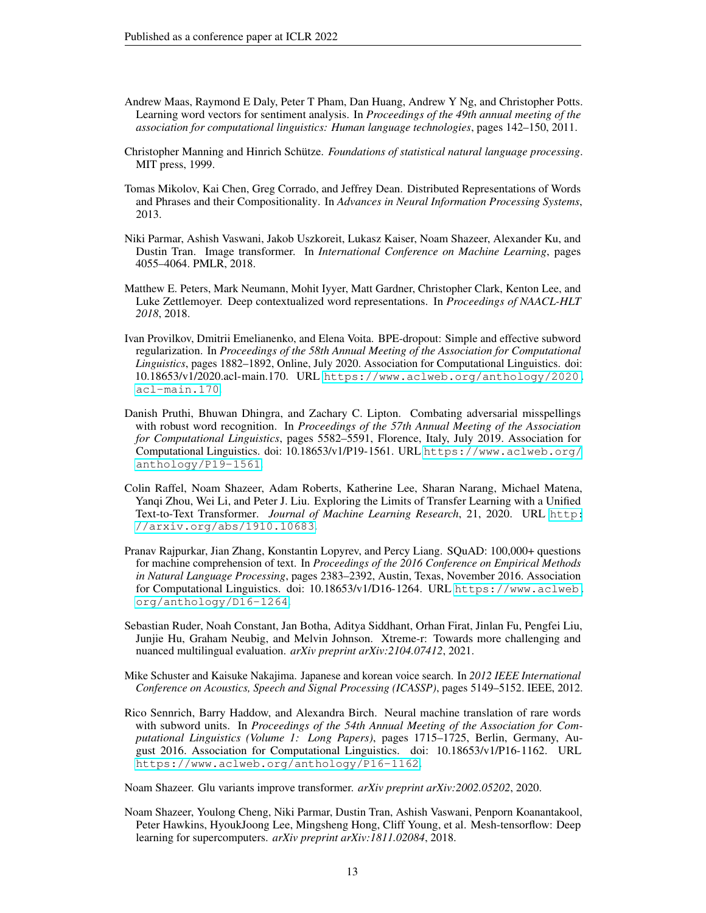Andrew Maas, Raymond E Daly, Peter T Pham, Dan Huang, Andrew Y Ng, and Christopher Potts. Learning word vectors for sentiment analysis. In *Proceedings of the 49th annual meeting of the association for computational linguistics: Human language technologies*, pages 142–150, 2011.

Christopher Manning and Hinrich Schütze. *Foundations of statistical natural language processing*. MIT press, 1999.

Tomas Mikolov, Kai Chen, Greg Corrado, and Jeffrey Dean. Distributed Representations of Words and Phrases and their Compositionality. In *Advances in Neural Information Processing Systems*, 2013.

Niki Parmar, Ashish Vaswani, Jakob Uszkoreit, Lukasz Kaiser, Noam Shazeer, Alexander Ku, and Dustin Tran. Image transformer. In *International Conference on Machine Learning*, pages 4055–4064. PMLR, 2018.

Matthew E. Peters, Mark Neumann, Mohit Iyyer, Matt Gardner, Christopher Clark, Kenton Lee, and Luke Zettlemoyer. Deep contextualized word representations. In *Proceedings of NAACL-HLT 2018*, 2018.

Ivan Provilkov, Dmitrii Emelianenko, and Elena Voita. BPE-dropout: Simple and effective subword regularization. In *Proceedings of the 58th Annual Meeting of the Association for Computational Linguistics*, pages 1882–1892, Online, July 2020. Association for Computational Linguistics. doi: 10.18653/v1/2020.acl-main.170. URL https://www.aclweb.org/anthology/2020.acl-main.170.

Danish Pruthi, Bhuwan Dhingra, and Zachary C. Lipton. Combating adversarial misspellings with robust word recognition. In *Proceedings of the 57th Annual Meeting of the Association for Computational Linguistics*, pages 5582–5591, Florence, Italy, July 2019. Association for Computational Linguistics. doi: 10.18653/v1/P19-1561. URL https://www.aclweb.org/anthology/P19-1561.

Colin Raffel, Noam Shazeer, Adam Roberts, Katherine Lee, Sharan Narang, Michael Matena, Yanqi Zhou, Wei Li, and Peter J. Liu. Exploring the Limits of Transfer Learning with a Unified Text-to-Text Transformer. *Journal of Machine Learning Research*, 21, 2020. URL http://arxiv.org/abs/1910.10683.

Pranav Rajpurkar, Jian Zhang, Konstantin Lopyrev, and Percy Liang. SQuAD: 100,000+ questions for machine comprehension of text. In *Proceedings of the 2016 Conference on Empirical Methods in Natural Language Processing*, pages 2383–2392, Austin, Texas, November 2016. Association for Computational Linguistics. doi: 10.18653/v1/D16-1264. URL https://www.aclweb.org/anthology/D16-1264.

Sebastian Ruder, Noah Constant, Jan Botha, Aditya Siddhant, Orhan Firat, Jinlan Fu, Pengfei Liu, Junjie Hu, Graham Neubig, and Melvin Johnson. Xtreme-r: Towards more challenging and nuanced multilingual evaluation. *arXiv preprint arXiv:2104.07412*, 2021.

Mike Schuster and Kaisuke Nakajima. Japanese and korean voice search. In *2012 IEEE International Conference on Acoustics, Speech and Signal Processing (ICASSP)*, pages 5149–5152. IEEE, 2012.

Rico Sennrich, Barry Haddow, and Alexandra Birch. Neural machine translation of rare words with subword units. In *Proceedings of the 54th Annual Meeting of the Association for Computational Linguistics (Volume 1: Long Papers)*, pages 1715–1725, Berlin, Germany, August 2016. Association for Computational Linguistics. doi: 10.18653/v1/P16-1162. URL https://www.aclweb.org/anthology/P16-1162.

Noam Shazeer. Glu variants improve transformer. *arXiv preprint arXiv:2002.05202*, 2020.

Noam Shazeer, Youlong Cheng, Niki Parmar, Dustin Tran, Ashish Vaswani, Penporn Koanantakool, Peter Hawkins, HyoukJoong Lee, Mingsheng Hong, Cliff Young, et al. Mesh-tensorflow: Deep learning for supercomputers. *arXiv preprint arXiv:1811.02084*, 2018.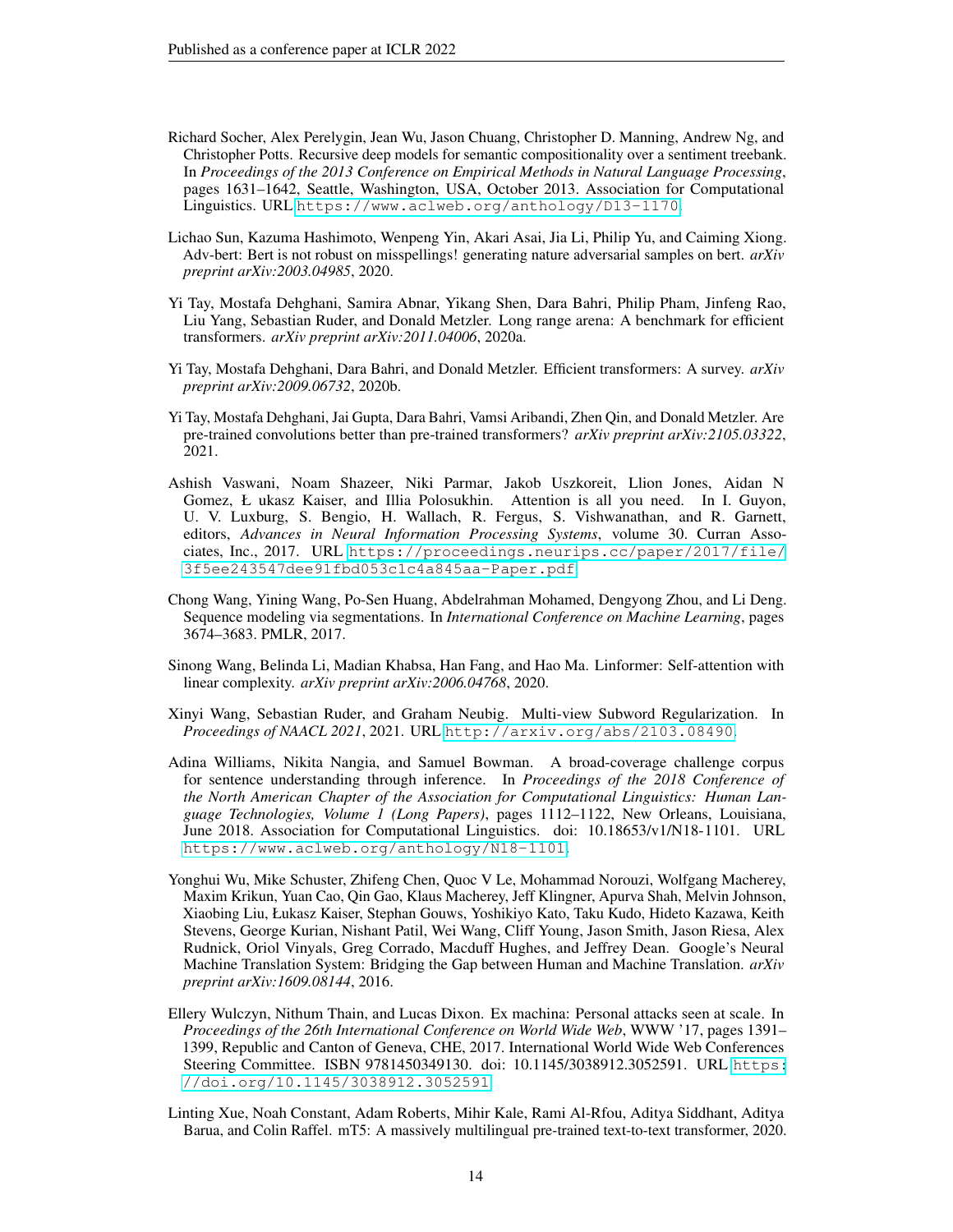Richard Socher, Alex Perelygin, Jean Wu, Jason Chuang, Christopher D. Manning, Andrew Ng, and Christopher Potts. Recursive deep models for semantic compositionality over a sentiment treebank. In *Proceedings of the 2013 Conference on Empirical Methods in Natural Language Processing*, pages 1631–1642, Seattle, Washington, USA, October 2013. Association for Computational Linguistics. URL https://www.aclweb.org/anthology/D13-1170.

Lichao Sun, Kazuma Hashimoto, Wenpeng Yin, Akari Asai, Jia Li, Philip Yu, and Caiming Xiong. Adv-bert: Bert is not robust on misspellings! generating nature adversarial samples on bert. *arXiv preprint arXiv:2003.04985*, 2020.

Yi Tay, Mostafa Dehghani, Samira Abnar, Yikang Shen, Dara Bahri, Philip Pham, Jinfeng Rao, Liu Yang, Sebastian Ruder, and Donald Metzler. Long range arena: A benchmark for efficient transformers. *arXiv preprint arXiv:2011.04006*, 2020a.

Yi Tay, Mostafa Dehghani, Dara Bahri, and Donald Metzler. Efficient transformers: A survey. *arXiv preprint arXiv:2009.06732*, 2020b.

Yi Tay, Mostafa Dehghani, Jai Gupta, Dara Bahri, Vamsi Aribandi, Zhen Qin, and Donald Metzler. Are pre-trained convolutions better than pre-trained transformers? *arXiv preprint arXiv:2105.03322*, 2021.

Ashish Vaswani, Noam Shazeer, Niki Parmar, Jakob Uszkoreit, Llion Jones, Aidan N Gomez, Ł ukasz Kaiser, and Illia Polosukhin. Attention is all you need. In I. Guyon, U. V. Luxburg, S. Bengio, H. Wallach, R. Fergus, S. Vishwanathan, and R. Garnett, editors, *Advances in Neural Information Processing Systems*, volume 30. Curran Associates, Inc., 2017. URL https://proceedings.neurips.cc/paper/2017/file/3f5ee243547dee91fbd053c1c4a845aa-Paper.pdf.

Chong Wang, Yining Wang, Po-Sen Huang, Abdelrahman Mohamed, Dengyong Zhou, and Li Deng. Sequence modeling via segmentations. In *International Conference on Machine Learning*, pages 3674–3683. PMLR, 2017.

Sinong Wang, Belinda Li, Madian Khabsa, Han Fang, and Hao Ma. Linformer: Self-attention with linear complexity. *arXiv preprint arXiv:2006.04768*, 2020.

Xinyi Wang, Sebastian Ruder, and Graham Neubig. Multi-view Subword Regularization. In *Proceedings of NAACL 2021*, 2021. URL http://arxiv.org/abs/2103.08490.

Adina Williams, Nikita Nangia, and Samuel Bowman. A broad-coverage challenge corpus for sentence understanding through inference. In *Proceedings of the 2018 Conference of the North American Chapter of the Association for Computational Linguistics: Human Language Technologies, Volume 1 (Long Papers)*, pages 1112–1122, New Orleans, Louisiana, June 2018. Association for Computational Linguistics. doi: 10.18653/v1/N18-1101. URL https://www.aclweb.org/anthology/N18-1101.

Yonghui Wu, Mike Schuster, Zhifeng Chen, Quoc V Le, Mohammad Norouzi, Wolfgang Macherey, Maxim Krikun, Yuan Cao, Qin Gao, Klaus Macherey, Jeff Klingner, Apurva Shah, Melvin Johnson, Xiaobing Liu, Łukasz Kaiser, Stephan Gouws, Yoshikiyo Kato, Taku Kudo, Hideto Kazawa, Keith Stevens, George Kurian, Nishant Patil, Wei Wang, Cliff Young, Jason Smith, Jason Riesa, Alex Rudnick, Oriol Vinyals, Greg Corrado, Macduff Hughes, and Jeffrey Dean. Google's Neural Machine Translation System: Bridging the Gap between Human and Machine Translation. *arXiv preprint arXiv:1609.08144*, 2016.

Ellery Wulczyn, Nithum Thain, and Lucas Dixon. Ex machina: Personal attacks seen at scale. In *Proceedings of the 26th International Conference on World Wide Web*, WWW '17, pages 1391–1399, Republic and Canton of Geneva, CHE, 2017. International World Wide Web Conferences Steering Committee. ISBN 9781450349130. doi: 10.1145/3038912.3052591. URL https://doi.org/10.1145/3038912.3052591.

Linting Xue, Noah Constant, Adam Roberts, Mihir Kale, Rami Al-Rfou, Aditya Siddhant, Aditya Barua, and Colin Raffel. mT5: A massively multilingual pre-trained text-to-text transformer, 2020.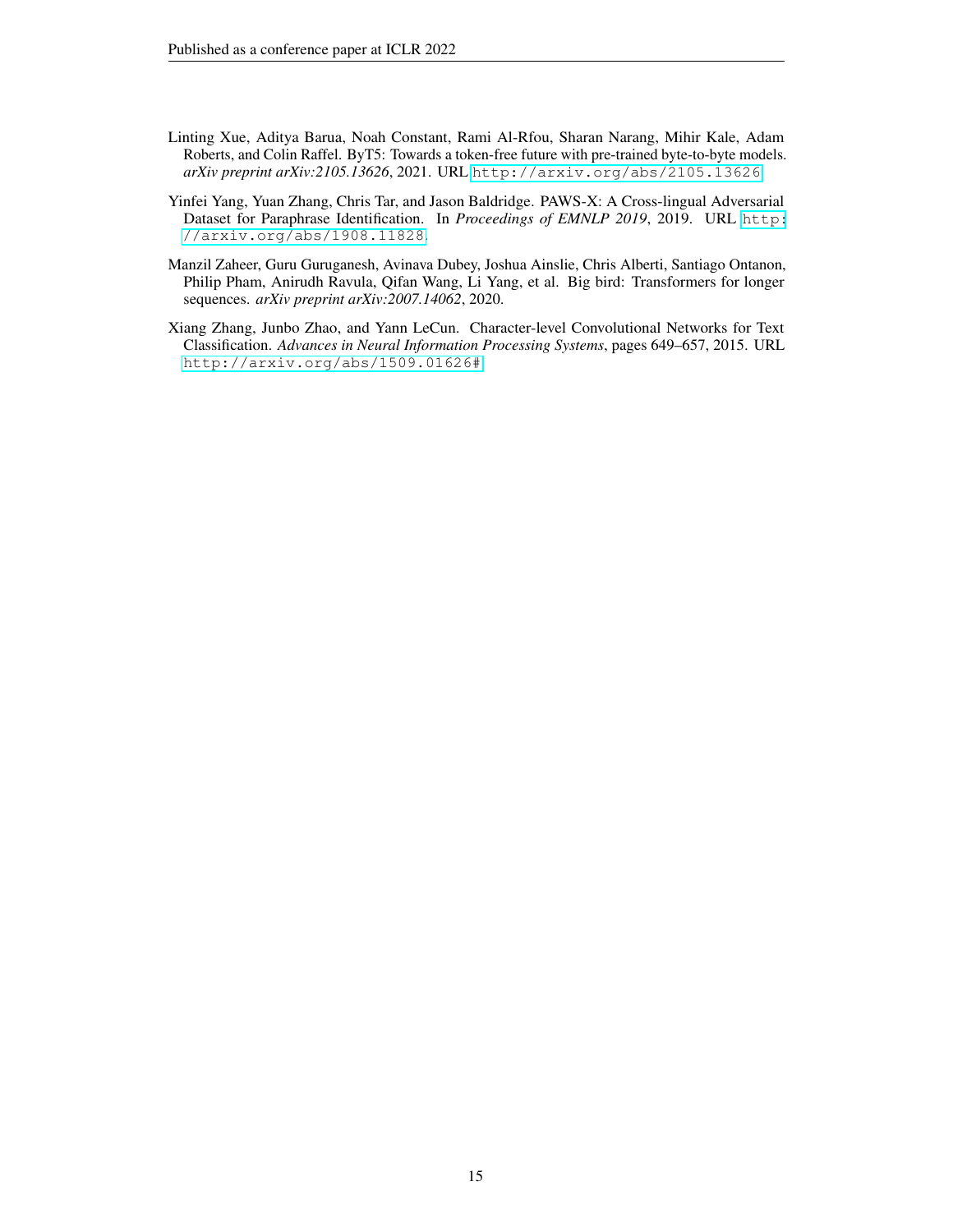Linting Xue, Aditya Barua, Noah Constant, Rami Al-Rfou, Sharan Narang, Mihir Kale, Adam Roberts, and Colin Raffel. ByT5: Towards a token-free future with pre-trained byte-to-byte models. *arXiv preprint arXiv:2105.13626*, 2021. URL http://arxiv.org/abs/2105.13626.

Yinfei Yang, Yuan Zhang, Chris Tar, and Jason Baldridge. PAWS-X: A Cross-lingual Adversarial Dataset for Paraphrase Identification. In *Proceedings of EMNLP 2019*, 2019. URL http://arxiv.org/abs/1908.11828.

Manzil Zaheer, Guru Guruganesh, Avinava Dubey, Joshua Ainslie, Chris Alberti, Santiago Ontanon, Philip Pham, Anirudh Ravula, Qifan Wang, Li Yang, et al. Big bird: Transformers for longer sequences. *arXiv preprint arXiv:2007.14062*, 2020.

Xiang Zhang, Junbo Zhao, and Yann LeCun. Character-level Convolutional Networks for Text Classification. *Advances in Neural Information Processing Systems*, pages 649–657, 2015. URL http://arxiv.org/abs/1509.01626#.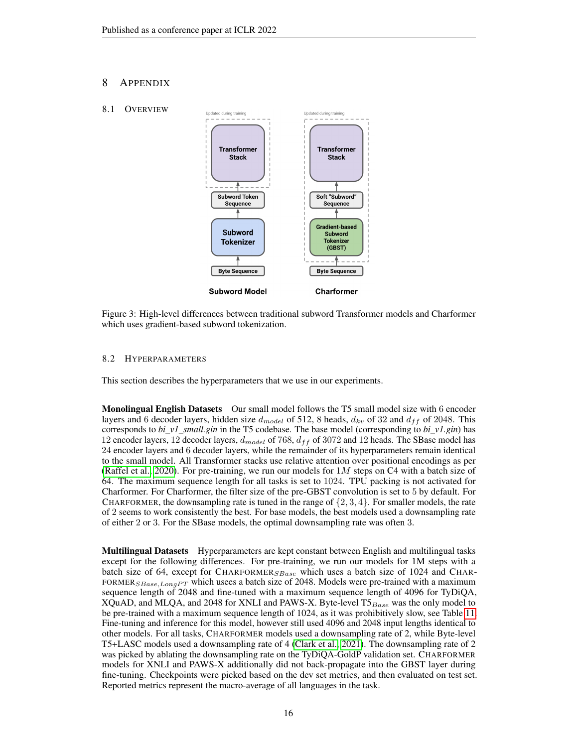# 8 Appendix

## 8.1 Overview

Figure 3: High-level differences between traditional subword Transformer models and Charformer which uses gradient-based subword tokenization.

## 8.2 Hyperparameters

This section describes the hyperparameters that we use in our experiments.

**Monolingual English Datasets** Our small model follows the T5 small model size with 6 encoder layers and 6 decoder layers, hidden size $d_{model}$ of 512, 8 heads, $d_{kv}$ of 32 and $d_{ff}$ of 2048. This corresponds to *bi_v1_small.gin* in the T5 codebase. The base model (corresponding to *bi_v1.gin*) has 12 encoder layers, 12 decoder layers, $d_{model}$ of 768, $d_{ff}$ of 3072 and 12 heads. The SBase model has 24 encoder layers and 6 decoder layers, while the remainder of its hyperparameters remain identical to the small model. All Transformer stacks use relative attention over positional encodings as per (Raffel et al., 2020). For pre-training, we run our models for $1M$ steps on C4 with a batch size of 64. The maximum sequence length for all tasks is set to 1024. TPU packing is not activated for Charformer. For Charformer, the filter size of the pre-GBST convolution is set to 5 by default. For Charformer, the downsampling rate is tuned in the range of $\{2, 3, 4\}$. For smaller models, the rate of 2 seems to work consistently the best. For base models, the best models used a downsampling rate of either 2 or 3. For the SBase models, the optimal downsampling rate was often 3.

**Multilingual Datasets** Hyperparameters are kept constant between English and multilingual tasks except for the following differences. For pre-training, we run our models for 1M steps with a batch size of 64, except for Charformer$_{SBase}$ which uses a batch size of 1024 and Charformer$_{SBase,LongPT}$ which usees a batch size of 2048. Models were pre-trained with a maximum sequence length of 2048 and fine-tuned with a maximum sequence length of 4096 for TyDiQA, XQuAD, and MLQA, and 2048 for XNLI and PAWS-X. Byte-level T5$_{Base}$ was the only model to be pre-trained with a maximum sequence length of 1024, as it was prohibitively slow, see Table 11. Fine-tuning and inference for this model, however still used 4096 and 2048 input lengths identical to other models. For all tasks, Charformer models used a downsampling rate of 2, while Byte-level T5+LASC models used a downsampling rate of 4 (Clark et al., 2021). The downsampling rate of 2 was picked by ablating the downsampling rate on the TyDiQA-GoldP validation set. Charformer models for XNLI and PAWS-X additionally did not back-propagate into the GBST layer during fine-tuning. Checkpoints were picked based on the dev set metrics, and then evaluated on test set. Reported metrics represent the macro-average of all languages in the task.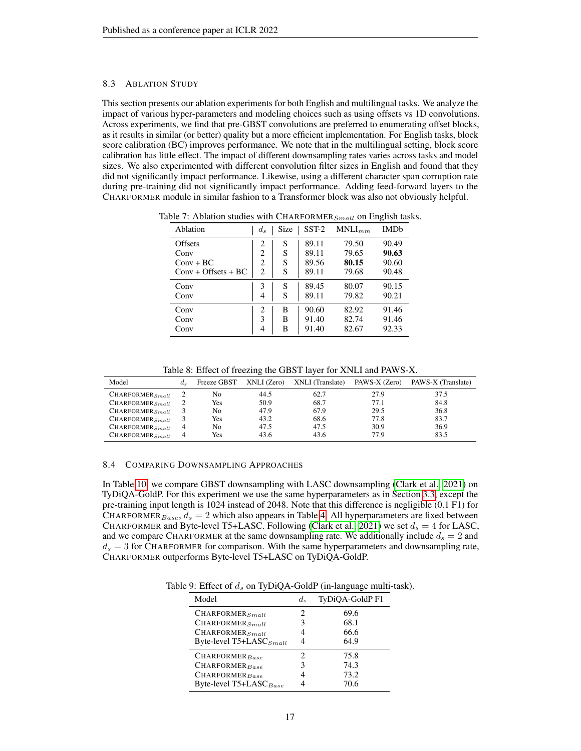### 8.3 Ablation Study

This section presents our ablation experiments for both English and multilingual tasks. We analyze the impact of various hyper-parameters and modeling choices such as using offsets vs 1D convolutions. Across experiments, we find that pre-GBST convolutions are preferred to enumerating offset blocks, as it results in similar (or better) quality but a more efficient implementation. For English tasks, block score calibration (BC) improves performance. We note that in the multilingual setting, block score calibration has little effect. The impact of different downsampling rates varies across tasks and model sizes. We also experimented with different convolution filter sizes in English and found that they did not significantly impact performance. Likewise, using a different character span corruption rate during pre-training did not significantly impact performance. Adding feed-forward layers to the Charformer module in similar fashion to a Transformer block was also not obviously helpful.

Table 7: Ablation studies with Charformer$_{Small}$ on English tasks.

| Ablation | $d_s$ | Size | SST-2 | MNLI$_{mm}$ | IMDb |
|---|---|---|---|---|---|
| Offsets | 2 | S | 89.11 | 79.50 | 90.49 |
| Conv | 2 | S | 89.11 | 79.65 | **90.63** |
| Conv + BC | 2 | S | 89.56 | **80.15** | 90.60 |
| Conv + Offsets + BC | 2 | S | 89.11 | 79.68 | 90.48 |
| Conv | 3 | S | 89.45 | 80.07 | 90.15 |
| Conv | 4 | S | 89.11 | 79.82 | 90.21 |
| Conv | 2 | B | 90.60 | 82.92 | 91.46 |
| Conv | 3 | B | 91.40 | 82.74 | 91.46 |
| Conv | 4 | B | 91.40 | 82.67 | 92.33 |

Table 8: Effect of freezing the GBST layer for XNLI and PAWS-X.

| Model | $d_s$ | Freeze GBST | XNLI (Zero) | XNLI (Translate) | PAWS-X (Zero) | PAWS-X (Translate) |
|---|---|---|---|---|---|---|
| Charformer$_{Small}$ | 2 | No | 44.5 | 62.7 | 27.9 | 37.5 |
| Charformer$_{Small}$ | 2 | Yes | 50.9 | 68.7 | 77.1 | 84.8 |
| Charformer$_{Small}$ | 3 | No | 47.9 | 67.9 | 29.5 | 36.8 |
| Charformer$_{Small}$ | 3 | Yes | 43.2 | 68.6 | 77.8 | 83.7 |
| Charformer$_{Small}$ | 4 | No | 47.5 | 47.5 | 30.9 | 36.9 |
| Charformer$_{Small}$ | 4 | Yes | 43.6 | 43.6 | 77.9 | 83.5 |

### 8.4 Comparing Downsampling Approaches

In Table 10, we compare GBST downsampling with LASC downsampling (Clark et al., 2021) on TyDiQA-GoldP. For this experiment we use the same hyperparameters as in Section 3.3, except the pre-training input length is 1024 instead of 2048. Note that this difference is negligible (0.1 F1) for Charformer$_{Base}$, $d_s = 2$ which also appears in Table 4. All hyperparameters are fixed between Charformer and Byte-level T5+LASC. Following (Clark et al., 2021) we set $d_s = 4$ for LASC, and we compare Charformer at the same downsampling rate. We additionally include $d_s = 2$ and $d_s = 3$ for Charformer for comparison. With the same hyperparameters and downsampling rate, Charformer outperforms Byte-level T5+LASC on TyDiQA-GoldP.

Table 9: Effect of $d_s$ on TyDiQA-GoldP (in-language multi-task).

| Model | $d_s$ | TyDiQA-GoldP F1 |
|---|---|---|
| Charformer$_{Small}$ | 2 | 69.6 |
| Charformer$_{Small}$ | 3 | 68.1 |
| Charformer$_{Small}$ | 4 | 66.6 |
| Byte-level T5+LASC$_{Small}$ | 4 | 64.9 |
| Charformer$_{Base}$ | 2 | 75.8 |
| Charformer$_{Base}$ | 3 | 74.3 |
| Charformer$_{Base}$ | 4 | 73.2 |
| Byte-level T5+LASC$_{Base}$ | 4 | 70.6 |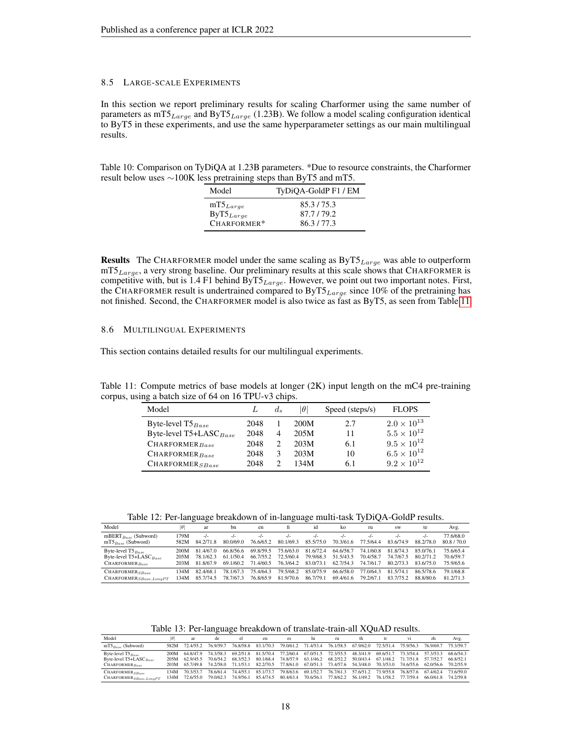### 8.5 LARGE-SCALE EXPERIMENTS

In this section we report preliminary results for scaling Charformer using the same number of parameters as mT5$_{Large}$ and ByT5$_{Large}$ (1.23B). We follow a model scaling configuration identical to ByT5 in these experiments, and use the same hyperparameter settings as our main multilingual results.

Table 10: Comparison on TyDiQA at 1.23B parameters. *Due to resource constraints, the Charformer result below uses ∼100K less pretraining steps than ByT5 and mT5.

| Model | TyDiQA-GoldP F1 / EM |
|---|---|
| mT5$_{Large}$ | 85.3 / 75.3 |
| ByT5$_{Large}$ | 87.7 / 79.2 |
| CHARFORMER* | 86.3 / 77.3 |

**Results** The CHARFORMER model under the same scaling as ByT5$_{Large}$ was able to outperform mT5$_{Large}$, a very strong baseline. Our preliminary results at this scale shows that CHARFORMER is competitive with, but is 1.4 F1 behind ByT5$_{Large}$. However, we point out two important notes. First, the CHARFORMER result is undertrained compared to ByT5$_{Large}$ since 10% of the pretraining has not finished. Second, the CHARFORMER model is also twice as fast as ByT5, as seen from Table 11.

### 8.6 MULTILINGUAL EXPERIMENTS

This section contains detailed results for our multilingual experiments.

Table 11: Compute metrics of base models at longer (2K) input length on the mC4 pre-training corpus, using a batch size of 64 on 16 TPU-v3 chips.

| Model | $L$ | $d_s$ | $\|\theta\|$ | Speed (steps/s) | FLOPS |
|---|---|---|---|---|---|
| Byte-level T5$_{Base}$ | 2048 | 1 | 200M | 2.7 | $2.0 \times 10^{13}$ |
| Byte-level T5+LASC$_{Base}$ | 2048 | 4 | 205M | 11 | $5.5 \times 10^{12}$ |
| CHARFORMER$_{Base}$ | 2048 | 2 | 203M | 6.1 | $9.5 \times 10^{12}$ |
| CHARFORMER$_{Base}$ | 2048 | 3 | 203M | 10 | $6.5 \times 10^{12}$ |
| CHARFORMER$_{SBase}$ | 2048 | 2 | 134M | 6.1 | $9.2 \times 10^{12}$ |

Table 12: Per-language breakdown of in-language multi-task TyDiQA-GoldP results.

| Model | $\|\theta\|$ | ar | bn | en | fi | id | ko | ru | sw | te | Avg. |
|---|---|---|---|---|---|---|---|---|---|---|---|
| mBERT$_{Base}$ (Subword) | 179M | -/- | -/- | -/- | -/- | -/- | -/- | -/- | -/- | -/- | 77.6/68.0 |
| mT5$_{Base}$ (Subword) | 582M | 84.2/71.8 | 80.0/69.0 | 76.6/65.2 | 80.1/69.3 | 85.5/75.0 | 70.3/61.6 | 77.5/64.4 | 83.6/74.9 | 88.2/78.0 | 80.8 / 70.0 |
| Byte-level T5$_{Base}$ | 200M | 81.4/67.0 | 66.8/56.6 | 69.8/59.5 | 75.6/63.0 | 81.6/72.4 | 64.6/58.7 | 74.1/60.8 | 81.8/74.3 | 85.0/76.1 | 75.6/65.4 |
| Byte-level T5+LASC$_{Base}$ | 205M | 78.1/62.3 | 61.1/50.4 | 66.7/55.2 | 72.5/60.4 | 79.9/68.3 | 51.5/43.5 | 70.4/58.7 | 74.7/67.5 | 80.2/71.2 | 70.6/59.7 |
| CHARFORMER$_{Base}$ | 203M | 81.8/67.9 | 69.1/60.2 | 71.4/60.5 | 76.3/64.2 | 83.0/73.1 | 62.7/54.3 | 74.7/61.7 | 80.2/73.3 | 83.6/75.0 | 75.9/65.6 |
| CHARFORMER$_{SBase}$ | 134M | 82.4/68.1 | 78.1/67.3 | 75.4/64.3 | 79.5/68.2 | 85.0/75.9 | 66.6/58.0 | 77.0/64.3 | 81.5/74.1 | 86.5/78.6 | 79.1/68.8 |
| CHARFORMER$_{SBase,LongPT}$ | 134M | 85.7/74.5 | 78.7/67.3 | 76.8/65.9 | 81.9/70.6 | 86.7/79.1 | 69.4/61.6 | 79.2/67.1 | 83.7/75.2 | 88.8/80.6 | 81.2/71.3 |

Table 13: Per-language breakdown of translate-train-all XQuAD results.

| Model | $\|\theta\|$ | ar | de | el | en | es | hi | ru | th | tr | vi | zh | Avg. |
|---|---|---|---|---|---|---|---|---|---|---|---|---|---|
| mT5$_{Base}$ (Subword) | 582M | 72.4/55.2 | 76.9/59.7 | 76.8/58.8 | 83.1/70.3 | 79.0/61.2 | 71.4/53.4 | 76.1/58.5 | 67.9/62.0 | 72.5/51.4 | 75.9/56.3 | 76.9/69.7 | 75.3/59.7 |
| Byte-level T5$_{Base}$ | 200M | 64.8/47.9 | 74.3/58.3 | 69.2/51.8 | 81.5/70.4 | 77.2/60.4 | 67.0/51.5 | 72.3/55.5 | 48.3/41.9 | 69.6/51.7 | 73.3/54.4 | 57.3/53.3 | 68.6/54.3 |
| Byte-level T5+LASC$_{Base}$ | 205M | 62.9/45.5 | 70.6/54.2 | 68.3/52.3 | 80.1/68.4 | 74.8/57.9 | 63.1/46.2 | 68.2/52.2 | 50.0/43.4 | 67.1/48.2 | 71.7/51.8 | 57.7/52.7 | 66.8/52.1 |
| CHARFORMER$_{Base}$ | 203M | 65.7/49.8 | 74.2/58.0 | 71.1/53.1 | 82.2/70.5 | 77.8/61.0 | 67.0/51.3 | 73.4/57.6 | 54.3/48.0 | 70.3/53.0 | 74.6/55.6 | 62.0/56.6 | 70.2/55.9 |
| CHARFORMER$_{SBase}$ | 134M | 70.3/53.7 | 78.6/61.4 | 74.4/55.1 | 85.1/73.7 | 79.8/63.6 | 69.1/52.7 | 76.7/61.3 | 57.6/51.2 | 73.9/55.8 | 76.8/57.6 | 67.4/62.4 | 73.6/59.0 |
| CHARFORMER$_{SBase,LongPT}$ | 134M | 72.6/55.0 | 79.0/62.3 | 74.9/56.1 | 85.4/74.5 | 80.4/63.4 | 70.6/56.1 | 77.8/62.2 | 56.1/49.2 | 76.1/58.2 | 77.7/59.4 | 66.0/61.8 | 74.2/59.8 |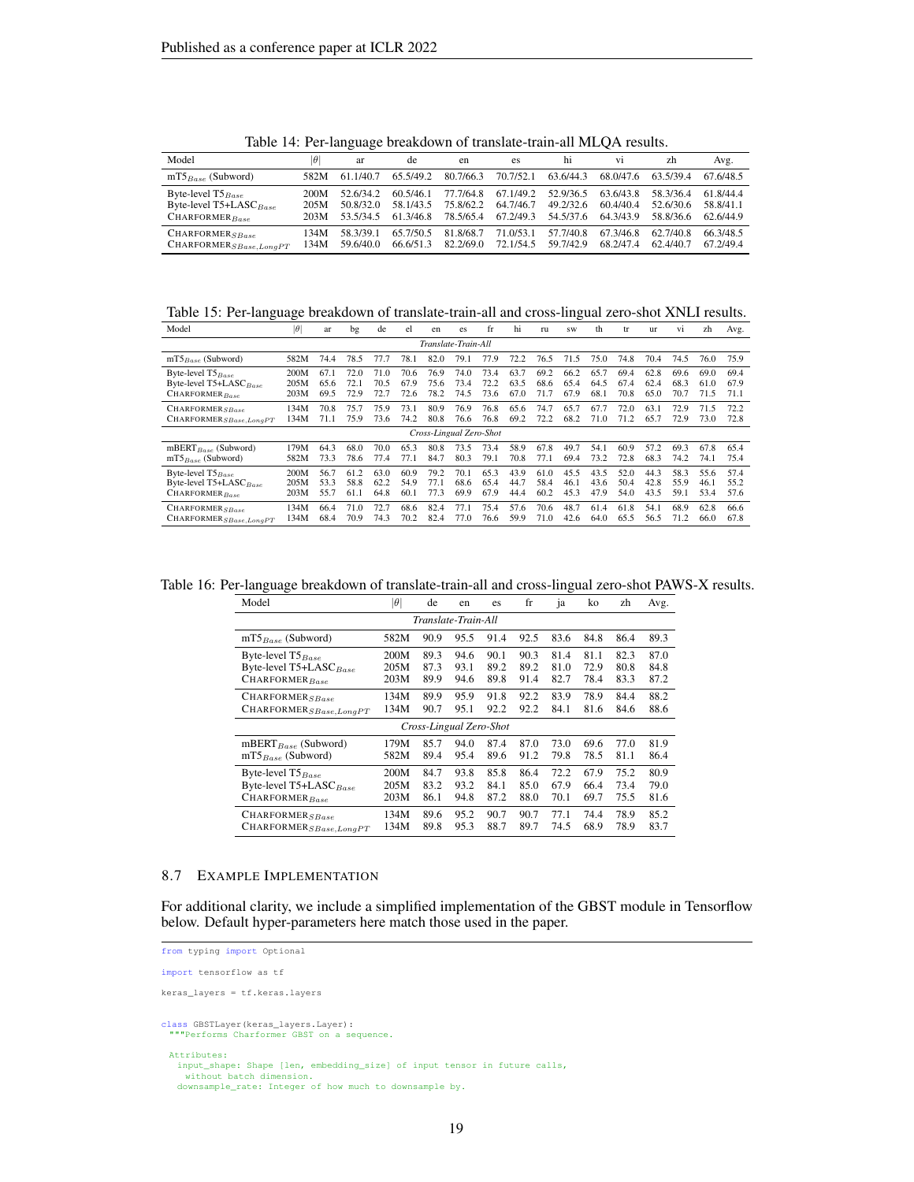Table 14: Per-language breakdown of translate-train-all MLQA results.

| Model | $\|\theta\|$ | ar | de | en | es | hi | vi | zh | Avg. |
|---|---|---|---|---|---|---|---|---|---|
| mT5$_{Base}$ (Subword) | 582M | 61.1/40.7 | 65.5/49.2 | 80.7/66.3 | 70.7/52.1 | 63.6/44.3 | 68.0/47.6 | 63.5/39.4 | 67.6/48.5 |
| Byte-level T5$_{Base}$ | 200M | 52.6/34.2 | 60.5/46.1 | 77.7/64.8 | 67.1/49.2 | 52.9/36.5 | 63.6/43.8 | 58.3/36.4 | 61.8/44.4 |
| Byte-level T5+LASC$_{Base}$ | 205M | 50.8/32.0 | 58.1/43.5 | 75.8/62.2 | 64.7/46.7 | 49.2/32.6 | 60.4/40.4 | 52.6/30.6 | 58.8/41.1 |
| CHARFORMER$_{Base}$ | 203M | 53.5/34.5 | 61.3/46.8 | 78.5/65.4 | 67.2/49.3 | 54.5/37.6 | 64.3/43.9 | 58.8/36.6 | 62.6/44.9 |
| CHARFORMER$_{SBase}$ | 134M | 58.3/39.1 | 65.7/50.5 | 81.8/68.7 | 71.0/53.1 | 57.7/40.8 | 67.3/46.8 | 62.7/40.8 | 66.3/48.5 |
| CHARFORMER$_{SBase,LongPT}$ | 134M | 59.6/40.0 | 66.6/51.3 | 82.2/69.0 | 72.1/54.5 | 59.7/42.9 | 68.2/47.4 | 62.4/40.7 | 67.2/49.4 |

Table 15: Per-language breakdown of translate-train-all and cross-lingual zero-shot XNLI results.

| Model | $\|\theta\|$ | ar | bg | de | el | en | es | fr | hi | ru | sw | th | tr | ur | vi | zh | Avg. |
|---|---|---|---|---|---|---|---|---|---|---|---|---|---|---|---|---|---|
| *Translate-Train-All* | | | | | | | | | | | | | | | | | |
| mT5$_{Base}$ (Subword) | 582M | 74.4 | 78.5 | 77.7 | 78.1 | 82.0 | 79.1 | 77.9 | 72.2 | 76.5 | 71.5 | 75.0 | 74.8 | 70.4 | 74.5 | 76.0 | 75.9 |
| Byte-level T5$_{Base}$ | 200M | 67.1 | 72.0 | 71.0 | 70.6 | 76.9 | 74.0 | 73.4 | 63.7 | 69.2 | 66.2 | 65.7 | 69.4 | 62.8 | 69.6 | 69.0 | 69.4 |
| Byte-level T5+LASC$_{Base}$ | 205M | 65.6 | 72.1 | 70.5 | 67.9 | 75.6 | 73.4 | 72.2 | 63.5 | 68.6 | 65.4 | 64.5 | 67.4 | 62.4 | 68.3 | 61.0 | 67.9 |
| CHARFORMER$_{Base}$ | 203M | 69.5 | 72.9 | 72.7 | 72.6 | 78.2 | 74.5 | 73.6 | 67.0 | 71.7 | 67.9 | 68.1 | 70.8 | 65.0 | 70.7 | 71.5 | 71.1 |
| CHARFORMER$_{SBase}$ | 134M | 70.8 | 75.7 | 75.9 | 73.1 | 80.9 | 76.9 | 76.8 | 65.6 | 74.7 | 65.7 | 67.7 | 72.0 | 63.1 | 72.9 | 71.5 | 72.2 |
| CHARFORMER$_{SBase,LongPT}$ | 134M | 71.1 | 75.9 | 73.6 | 74.2 | 80.8 | 76.6 | 76.8 | 69.2 | 72.2 | 68.2 | 71.0 | 71.2 | 65.7 | 72.9 | 73.0 | 72.8 |
| *Cross-Lingual Zero-Shot* | | | | | | | | | | | | | | | | | |
| mBERT$_{Base}$ (Subword) | 179M | 64.3 | 68.0 | 70.0 | 65.3 | 80.8 | 73.5 | 73.4 | 58.9 | 67.8 | 49.7 | 54.1 | 60.9 | 57.2 | 69.3 | 67.8 | 65.4 |
| mT5$_{Base}$ (Subword) | 582M | 73.3 | 78.6 | 77.4 | 77.1 | 84.7 | 80.3 | 79.1 | 70.8 | 77.1 | 69.4 | 73.2 | 72.8 | 68.3 | 74.2 | 74.1 | 75.4 |
| Byte-level T5$_{Base}$ | 200M | 56.7 | 61.2 | 63.0 | 60.9 | 79.2 | 70.1 | 65.3 | 43.9 | 61.0 | 45.5 | 43.5 | 52.0 | 44.3 | 58.3 | 55.6 | 57.4 |
| Byte-level T5+LASC$_{Base}$ | 205M | 53.3 | 58.8 | 62.2 | 54.9 | 77.1 | 68.6 | 65.4 | 44.7 | 58.4 | 46.1 | 43.6 | 50.4 | 42.8 | 55.9 | 46.1 | 55.2 |
| CHARFORMER$_{Base}$ | 203M | 55.7 | 61.1 | 64.8 | 60.1 | 77.3 | 69.9 | 67.9 | 44.4 | 60.2 | 45.3 | 47.9 | 54.0 | 43.5 | 59.1 | 53.4 | 57.6 |
| CHARFORMER$_{SBase}$ | 134M | 66.4 | 71.0 | 72.7 | 68.6 | 82.4 | 77.1 | 75.4 | 57.6 | 70.6 | 48.7 | 61.4 | 61.8 | 54.1 | 68.9 | 62.8 | 66.6 |
| CHARFORMER$_{SBase,LongPT}$ | 134M | 68.4 | 70.9 | 74.3 | 70.2 | 82.4 | 77.0 | 76.6 | 59.9 | 71.0 | 42.6 | 64.0 | 65.5 | 56.5 | 71.2 | 66.0 | 67.8 |

Table 16: Per-language breakdown of translate-train-all and cross-lingual zero-shot PAWS-X results.

| Model | $\|\theta\|$ | de | en | es | fr | ja | ko | zh | Avg. |
|---|---|---|---|---|---|---|---|---|---|
| *Translate-Train-All* | | | | | | | | | |
| mT5$_{Base}$ (Subword) | 582M | 90.9 | 95.5 | 91.4 | 92.5 | 83.6 | 84.8 | 86.4 | 89.3 |
| Byte-level T5$_{Base}$ | 200M | 89.3 | 94.6 | 90.1 | 90.3 | 81.4 | 81.1 | 82.3 | 87.0 |
| Byte-level T5+LASC$_{Base}$ | 205M | 87.3 | 93.1 | 89.2 | 89.2 | 81.0 | 72.9 | 80.8 | 84.8 |
| CHARFORMER$_{Base}$ | 203M | 89.9 | 94.6 | 89.8 | 91.4 | 82.7 | 78.4 | 83.3 | 87.2 |
| CHARFORMER$_{SBase}$ | 134M | 89.9 | 95.9 | 91.8 | 92.2 | 83.9 | 78.9 | 84.4 | 88.2 |
| CHARFORMER$_{SBase,LongPT}$ | 134M | 90.7 | 95.1 | 92.2 | 92.2 | 84.1 | 81.6 | 84.6 | 88.6 |
| *Cross-Lingual Zero-Shot* | | | | | | | | | |
| mBERT$_{Base}$ (Subword) | 179M | 85.7 | 94.0 | 87.4 | 87.0 | 73.0 | 69.6 | 77.0 | 81.9 |
| mT5$_{Base}$ (Subword) | 582M | 89.4 | 95.4 | 89.6 | 91.2 | 79.8 | 78.5 | 81.1 | 86.4 |
| Byte-level T5$_{Base}$ | 200M | 84.7 | 93.8 | 85.8 | 86.4 | 72.2 | 67.9 | 75.2 | 80.9 |
| Byte-level T5+LASC$_{Base}$ | 205M | 83.2 | 93.2 | 84.1 | 85.0 | 67.9 | 66.4 | 73.4 | 79.0 |
| CHARFORMER$_{Base}$ | 203M | 86.1 | 94.8 | 87.2 | 88.0 | 70.1 | 69.7 | 75.5 | 81.6 |
| CHARFORMER$_{SBase}$ | 134M | 89.6 | 95.2 | 90.7 | 90.7 | 77.1 | 74.4 | 78.9 | 85.2 |
| CHARFORMER$_{SBase,LongPT}$ | 134M | 89.8 | 95.3 | 88.7 | 89.7 | 74.5 | 68.9 | 78.9 | 83.7 |

### 8.7 Example Implementation

For additional clarity, we include a simplified implementation of the GBST module in Tensorflow below. Default hyper-parameters here match those used in the paper.

```
from typing import Optional

import tensorflow as tf

keras_layers = tf.keras.layers


class GBSTLayer(keras_layers.Layer):
  """Performs Charformer GBST on a sequence.

  Attributes:
    input_shape: Shape [len, embedding_size] of input tensor in future calls,
      without batch dimension.
    downsample_rate: Integer of how much to downsample by.
```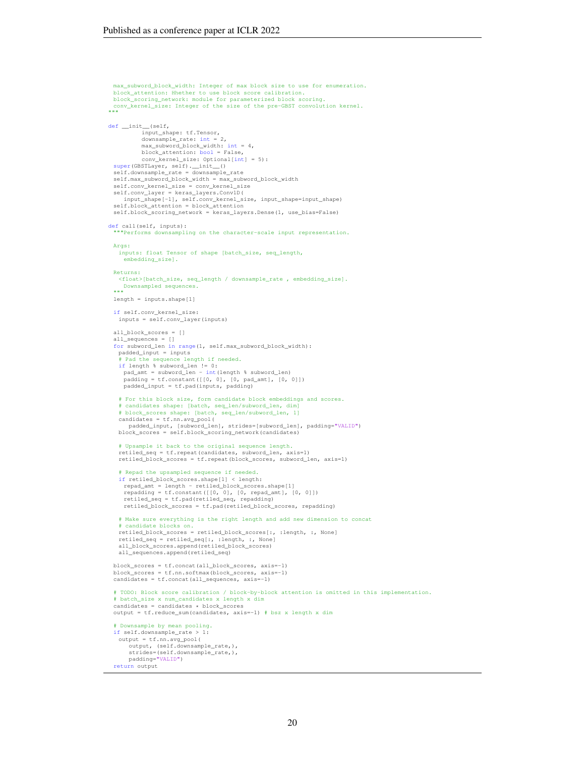```
  max_subword_block_width: Integer of max block size to use for enumeration.
  block_attention: Hhether to use block score calibration.
  block_scoring_network: module for parameterized block scoring.
  conv_kernel_size: Integer of the size of the pre-GBST convolution kernel.
"""

def __init__(self,
             input_shape: tf.Tensor,
             downsample_rate: int = 2,
             max_subword_block_width: int = 4,
             block_attention: bool = False,
             conv_kernel_size: Optional[int] = 5):
  super(GBSTLayer, self).__init__()
  self.downsample_rate = downsample_rate
  self.max_subword_block_width = max_subword_block_width
  self.conv_kernel_size = conv_kernel_size
  self.conv_layer = keras_layers.Conv1D(
      input_shape[-1], self.conv_kernel_size, input_shape=input_shape)
  self.block_attention = block_attention
  self.block_scoring_network = keras_layers.Dense(1, use_bias=False)

def call(self, inputs):
  """Performs downsampling on the character-scale input representation.

  Args:
    inputs: float Tensor of shape [batch_size, seq_length,
      embedding_size].

  Returns:
    <float>[batch_size, seq_length / downsample_rate , embedding_size].
      Downsampled sequences.
  """
  length = inputs.shape[1]

  if self.conv_kernel_size:
    inputs = self.conv_layer(inputs)

  all_block_scores = []
  all_sequences = []
  for subword_len in range(1, self.max_subword_block_width):
    padded_input = inputs
    # Pad the sequence length if needed.
    if length % subword_len != 0:
      pad_amt = subword_len - int(length % subword_len)
      padding = tf.constant([[0, 0], [0, pad_amt], [0, 0]])
      padded_input = tf.pad(inputs, padding)

    # For this block size, form candidate block embeddings and scores.
    # candidates shape: [batch, seq_len/subword_len, dim]
    # block_scores shape: [batch, seq_len/subword_len, 1]
    candidates = tf.nn.avg_pool(
        padded_input, [subword_len], strides=[subword_len], padding="VALID")
    block_scores = self.block_scoring_network(candidates)

    # Upsample it back to the original sequence length.
    retiled_seq = tf.repeat(candidates, subword_len, axis=1)
    retiled_block_scores = tf.repeat(block_scores, subword_len, axis=1)

    # Repad the upsampled sequence if needed.
    if retiled_block_scores.shape[1] < length:
      repad_amt = length - retiled_block_scores.shape[1]
      repadding = tf.constant([[0, 0], [0, repad_amt], [0, 0]])
      retiled_seq = tf.pad(retiled_seq, repadding)
      retiled_block_scores = tf.pad(retiled_block_scores, repadding)

    # Make sure everything is the right length and add new dimension to concat
    # candidate blocks on.
    retiled_block_scores = retiled_block_scores[:, :length, :, None]
    retiled_seq = retiled_seq[:, :length, :, None]
    all_block_scores.append(retiled_block_scores)
    all_sequences.append(retiled_seq)

  block_scores = tf.concat(all_block_scores, axis=-1)
  block_scores = tf.nn.softmax(block_scores, axis=-1)
  candidates = tf.concat(all_sequences, axis=-1)

  # TODO: Block score calibration / block-by-block attention is omitted in this implementation.
  # batch_size x num_candidates x length x dim
  candidates = candidates * block_scores
  output = tf.reduce_sum(candidates, axis=-1) # bsz x length x dim

  # Downsample by mean pooling.
  if self.downsample_rate > 1:
    output = tf.nn.avg_pool(
        output, (self.downsample_rate,),
        strides=(self.downsample_rate,),
        padding="VALID")
  return output
```